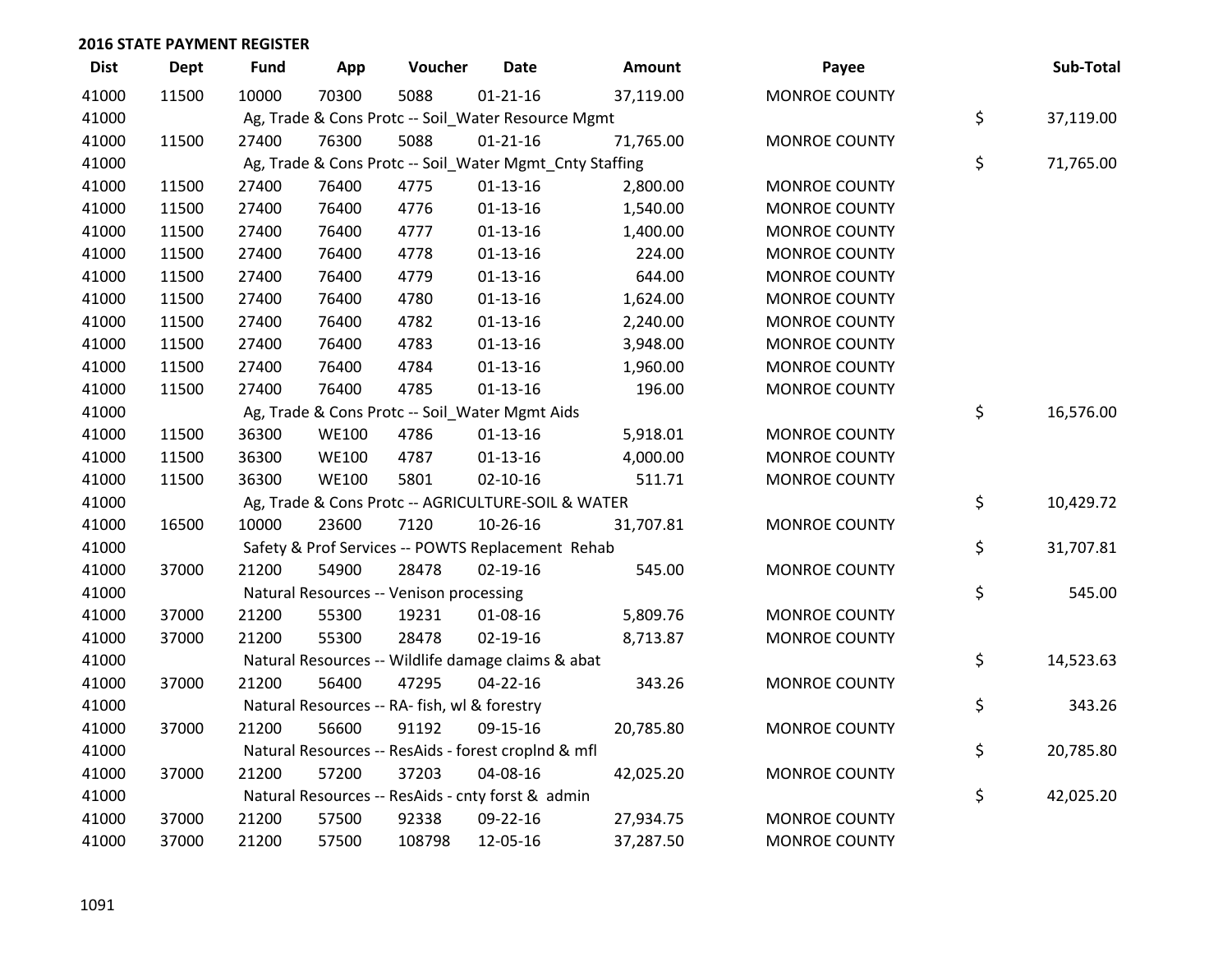## 2016 STATE PAYMENT REGISTER

| Dist | Dept | Fund | App | Voucher | Date | Amount | Payee | Sub-Total |
|---|---|---|---|---|---|---|---|---|
| 41000 | 11500 | 10000 | 70300 | 5088 | 01-21-16 | 37,119.00 | MONROE COUNTY | |
| 41000 | | Ag, Trade & Cons Protc -- Soil_Water Resource Mgmt | | | | | | $ 37,119.00 |
| 41000 | 11500 | 27400 | 76300 | 5088 | 01-21-16 | 71,765.00 | MONROE COUNTY | |
| 41000 | | Ag, Trade & Cons Protc -- Soil_Water Mgmt_Cnty Staffing | | | | | | $ 71,765.00 |
| 41000 | 11500 | 27400 | 76400 | 4775 | 01-13-16 | 2,800.00 | MONROE COUNTY | |
| 41000 | 11500 | 27400 | 76400 | 4776 | 01-13-16 | 1,540.00 | MONROE COUNTY | |
| 41000 | 11500 | 27400 | 76400 | 4777 | 01-13-16 | 1,400.00 | MONROE COUNTY | |
| 41000 | 11500 | 27400 | 76400 | 4778 | 01-13-16 | 224.00 | MONROE COUNTY | |
| 41000 | 11500 | 27400 | 76400 | 4779 | 01-13-16 | 644.00 | MONROE COUNTY | |
| 41000 | 11500 | 27400 | 76400 | 4780 | 01-13-16 | 1,624.00 | MONROE COUNTY | |
| 41000 | 11500 | 27400 | 76400 | 4782 | 01-13-16 | 2,240.00 | MONROE COUNTY | |
| 41000 | 11500 | 27400 | 76400 | 4783 | 01-13-16 | 3,948.00 | MONROE COUNTY | |
| 41000 | 11500 | 27400 | 76400 | 4784 | 01-13-16 | 1,960.00 | MONROE COUNTY | |
| 41000 | 11500 | 27400 | 76400 | 4785 | 01-13-16 | 196.00 | MONROE COUNTY | |
| 41000 | | Ag, Trade & Cons Protc -- Soil_Water Mgmt Aids | | | | | | $ 16,576.00 |
| 41000 | 11500 | 36300 | WE100 | 4786 | 01-13-16 | 5,918.01 | MONROE COUNTY | |
| 41000 | 11500 | 36300 | WE100 | 4787 | 01-13-16 | 4,000.00 | MONROE COUNTY | |
| 41000 | 11500 | 36300 | WE100 | 5801 | 02-10-16 | 511.71 | MONROE COUNTY | |
| 41000 | | Ag, Trade & Cons Protc -- AGRICULTURE-SOIL & WATER | | | | | | $ 10,429.72 |
| 41000 | 16500 | 10000 | 23600 | 7120 | 10-26-16 | 31,707.81 | MONROE COUNTY | |
| 41000 | | Safety & Prof Services -- POWTS Replacement Rehab | | | | | | $ 31,707.81 |
| 41000 | 37000 | 21200 | 54900 | 28478 | 02-19-16 | 545.00 | MONROE COUNTY | |
| 41000 | | Natural Resources -- Venison processing | | | | | | $ 545.00 |
| 41000 | 37000 | 21200 | 55300 | 19231 | 01-08-16 | 5,809.76 | MONROE COUNTY | |
| 41000 | 37000 | 21200 | 55300 | 28478 | 02-19-16 | 8,713.87 | MONROE COUNTY | |
| 41000 | | Natural Resources -- Wildlife damage claims & abat | | | | | | $ 14,523.63 |
| 41000 | 37000 | 21200 | 56400 | 47295 | 04-22-16 | 343.26 | MONROE COUNTY | |
| 41000 | | Natural Resources -- RA- fish, wl & forestry | | | | | | $ 343.26 |
| 41000 | 37000 | 21200 | 56600 | 91192 | 09-15-16 | 20,785.80 | MONROE COUNTY | |
| 41000 | | Natural Resources -- ResAids - forest croplnd & mfl | | | | | | $ 20,785.80 |
| 41000 | 37000 | 21200 | 57200 | 37203 | 04-08-16 | 42,025.20 | MONROE COUNTY | |
| 41000 | | Natural Resources -- ResAids - cnty forst & admin | | | | | | $ 42,025.20 |
| 41000 | 37000 | 21200 | 57500 | 92338 | 09-22-16 | 27,934.75 | MONROE COUNTY | |
| 41000 | 37000 | 21200 | 57500 | 108798 | 12-05-16 | 37,287.50 | MONROE COUNTY | |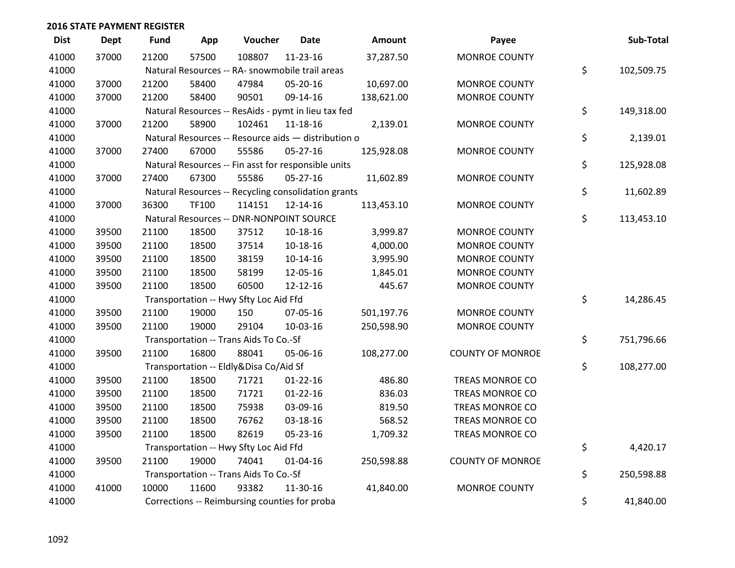## 2016 STATE PAYMENT REGISTER

| Dist | Dept | Fund | App | Voucher | Date | Amount | Payee | Sub-Total |
|---|---|---|---|---|---|---|---|---|
| 41000 | 37000 | 21200 | 57500 | 108807 | 11-23-16 | 37,287.50 | MONROE COUNTY | |
| 41000 | | Natural Resources -- RA- snowmobile trail areas | | | | | | $ 102,509.75 |
| 41000 | 37000 | 21200 | 58400 | 47984 | 05-20-16 | 10,697.00 | MONROE COUNTY | |
| 41000 | 37000 | 21200 | 58400 | 90501 | 09-14-16 | 138,621.00 | MONROE COUNTY | |
| 41000 | | Natural Resources -- ResAids - pymt in lieu tax fed | | | | | | $ 149,318.00 |
| 41000 | 37000 | 21200 | 58900 | 102461 | 11-18-16 | 2,139.01 | MONROE COUNTY | |
| 41000 | | Natural Resources -- Resource aids — distribution o | | | | | | $ 2,139.01 |
| 41000 | 37000 | 27400 | 67000 | 55586 | 05-27-16 | 125,928.08 | MONROE COUNTY | |
| 41000 | | Natural Resources -- Fin asst for responsible units | | | | | | $ 125,928.08 |
| 41000 | 37000 | 27400 | 67300 | 55586 | 05-27-16 | 11,602.89 | MONROE COUNTY | |
| 41000 | | Natural Resources -- Recycling consolidation grants | | | | | | $ 11,602.89 |
| 41000 | 37000 | 36300 | TF100 | 114151 | 12-14-16 | 113,453.10 | MONROE COUNTY | |
| 41000 | | Natural Resources -- DNR-NONPOINT SOURCE | | | | | | $ 113,453.10 |
| 41000 | 39500 | 21100 | 18500 | 37512 | 10-18-16 | 3,999.87 | MONROE COUNTY | |
| 41000 | 39500 | 21100 | 18500 | 37514 | 10-18-16 | 4,000.00 | MONROE COUNTY | |
| 41000 | 39500 | 21100 | 18500 | 38159 | 10-14-16 | 3,995.90 | MONROE COUNTY | |
| 41000 | 39500 | 21100 | 18500 | 58199 | 12-05-16 | 1,845.01 | MONROE COUNTY | |
| 41000 | 39500 | 21100 | 18500 | 60500 | 12-12-16 | 445.67 | MONROE COUNTY | |
| 41000 | | Transportation -- Hwy Sfty Loc Aid Ffd | | | | | | $ 14,286.45 |
| 41000 | 39500 | 21100 | 19000 | 150 | 07-05-16 | 501,197.76 | MONROE COUNTY | |
| 41000 | 39500 | 21100 | 19000 | 29104 | 10-03-16 | 250,598.90 | MONROE COUNTY | |
| 41000 | | Transportation -- Trans Aids To Co.-Sf | | | | | | $ 751,796.66 |
| 41000 | 39500 | 21100 | 16800 | 88041 | 05-06-16 | 108,277.00 | COUNTY OF MONROE | |
| 41000 | | Transportation -- Eldly&Disa Co/Aid Sf | | | | | | $ 108,277.00 |
| 41000 | 39500 | 21100 | 18500 | 71721 | 01-22-16 | 486.80 | TREAS MONROE CO | |
| 41000 | 39500 | 21100 | 18500 | 71721 | 01-22-16 | 836.03 | TREAS MONROE CO | |
| 41000 | 39500 | 21100 | 18500 | 75938 | 03-09-16 | 819.50 | TREAS MONROE CO | |
| 41000 | 39500 | 21100 | 18500 | 76762 | 03-18-16 | 568.52 | TREAS MONROE CO | |
| 41000 | 39500 | 21100 | 18500 | 82619 | 05-23-16 | 1,709.32 | TREAS MONROE CO | |
| 41000 | | Transportation -- Hwy Sfty Loc Aid Ffd | | | | | | $ 4,420.17 |
| 41000 | 39500 | 21100 | 19000 | 74041 | 01-04-16 | 250,598.88 | COUNTY OF MONROE | |
| 41000 | | Transportation -- Trans Aids To Co.-Sf | | | | | | $ 250,598.88 |
| 41000 | 41000 | 10000 | 11600 | 93382 | 11-30-16 | 41,840.00 | MONROE COUNTY | |
| 41000 | | Corrections -- Reimbursing counties for proba | | | | | | $ 41,840.00 |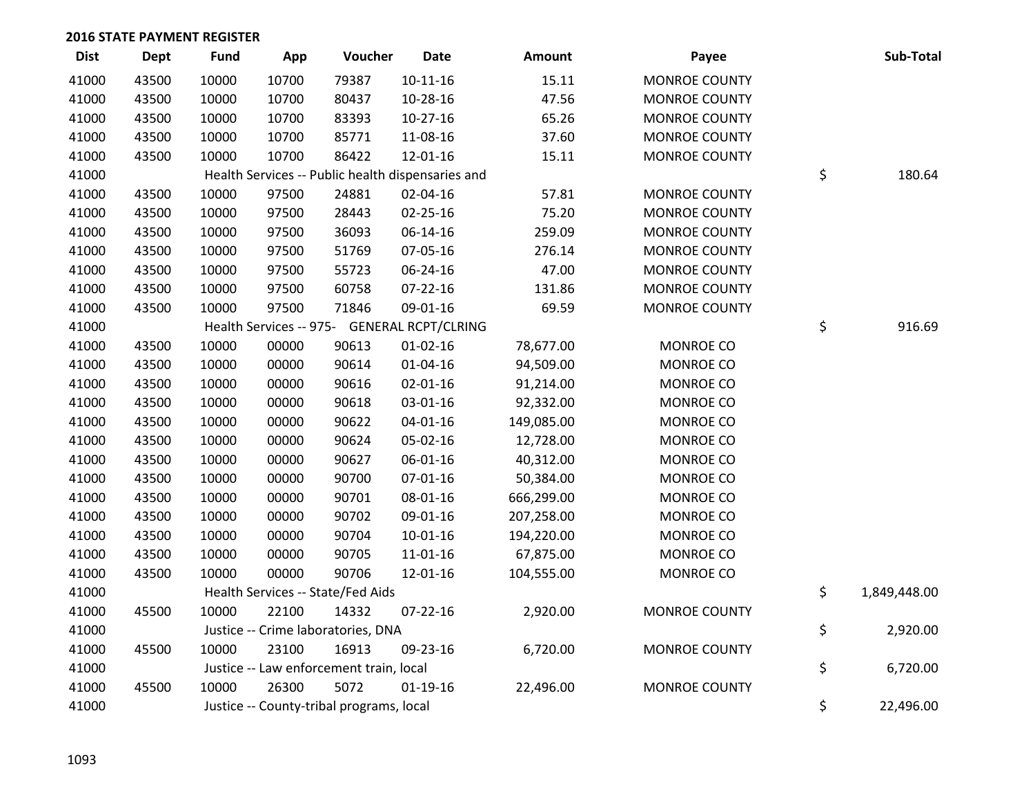## 2016 STATE PAYMENT REGISTER

| Dist | Dept | Fund | App | Voucher | Date | Amount | Payee | | Sub-Total |
|---|---|---|---|---|---|---|---|---|---|
| 41000 | 43500 | 10000 | 10700 | 79387 | 10-11-16 | 15.11 | MONROE COUNTY | | |
| 41000 | 43500 | 10000 | 10700 | 80437 | 10-28-16 | 47.56 | MONROE COUNTY | | |
| 41000 | 43500 | 10000 | 10700 | 83393 | 10-27-16 | 65.26 | MONROE COUNTY | | |
| 41000 | 43500 | 10000 | 10700 | 85771 | 11-08-16 | 37.60 | MONROE COUNTY | | |
| 41000 | 43500 | 10000 | 10700 | 86422 | 12-01-16 | 15.11 | MONROE COUNTY | | |
| 41000 | | Health Services -- Public health dispensaries and | | | | | | $ | 180.64 |
| 41000 | 43500 | 10000 | 97500 | 24881 | 02-04-16 | 57.81 | MONROE COUNTY | | |
| 41000 | 43500 | 10000 | 97500 | 28443 | 02-25-16 | 75.20 | MONROE COUNTY | | |
| 41000 | 43500 | 10000 | 97500 | 36093 | 06-14-16 | 259.09 | MONROE COUNTY | | |
| 41000 | 43500 | 10000 | 97500 | 51769 | 07-05-16 | 276.14 | MONROE COUNTY | | |
| 41000 | 43500 | 10000 | 97500 | 55723 | 06-24-16 | 47.00 | MONROE COUNTY | | |
| 41000 | 43500 | 10000 | 97500 | 60758 | 07-22-16 | 131.86 | MONROE COUNTY | | |
| 41000 | 43500 | 10000 | 97500 | 71846 | 09-01-16 | 69.59 | MONROE COUNTY | | |
| 41000 | | Health Services -- 975- GENERAL RCPT/CLRING | | | | | | $ | 916.69 |
| 41000 | 43500 | 10000 | 00000 | 90613 | 01-02-16 | 78,677.00 | MONROE CO | | |
| 41000 | 43500 | 10000 | 00000 | 90614 | 01-04-16 | 94,509.00 | MONROE CO | | |
| 41000 | 43500 | 10000 | 00000 | 90616 | 02-01-16 | 91,214.00 | MONROE CO | | |
| 41000 | 43500 | 10000 | 00000 | 90618 | 03-01-16 | 92,332.00 | MONROE CO | | |
| 41000 | 43500 | 10000 | 00000 | 90622 | 04-01-16 | 149,085.00 | MONROE CO | | |
| 41000 | 43500 | 10000 | 00000 | 90624 | 05-02-16 | 12,728.00 | MONROE CO | | |
| 41000 | 43500 | 10000 | 00000 | 90627 | 06-01-16 | 40,312.00 | MONROE CO | | |
| 41000 | 43500 | 10000 | 00000 | 90700 | 07-01-16 | 50,384.00 | MONROE CO | | |
| 41000 | 43500 | 10000 | 00000 | 90701 | 08-01-16 | 666,299.00 | MONROE CO | | |
| 41000 | 43500 | 10000 | 00000 | 90702 | 09-01-16 | 207,258.00 | MONROE CO | | |
| 41000 | 43500 | 10000 | 00000 | 90704 | 10-01-16 | 194,220.00 | MONROE CO | | |
| 41000 | 43500 | 10000 | 00000 | 90705 | 11-01-16 | 67,875.00 | MONROE CO | | |
| 41000 | 43500 | 10000 | 00000 | 90706 | 12-01-16 | 104,555.00 | MONROE CO | | |
| 41000 | | Health Services -- State/Fed Aids | | | | | | $ | 1,849,448.00 |
| 41000 | 45500 | 10000 | 22100 | 14332 | 07-22-16 | 2,920.00 | MONROE COUNTY | | |
| 41000 | | Justice -- Crime laboratories, DNA | | | | | | $ | 2,920.00 |
| 41000 | 45500 | 10000 | 23100 | 16913 | 09-23-16 | 6,720.00 | MONROE COUNTY | | |
| 41000 | | Justice -- Law enforcement train, local | | | | | | $ | 6,720.00 |
| 41000 | 45500 | 10000 | 26300 | 5072 | 01-19-16 | 22,496.00 | MONROE COUNTY | | |
| 41000 | | Justice -- County-tribal programs, local | | | | | | $ | 22,496.00 |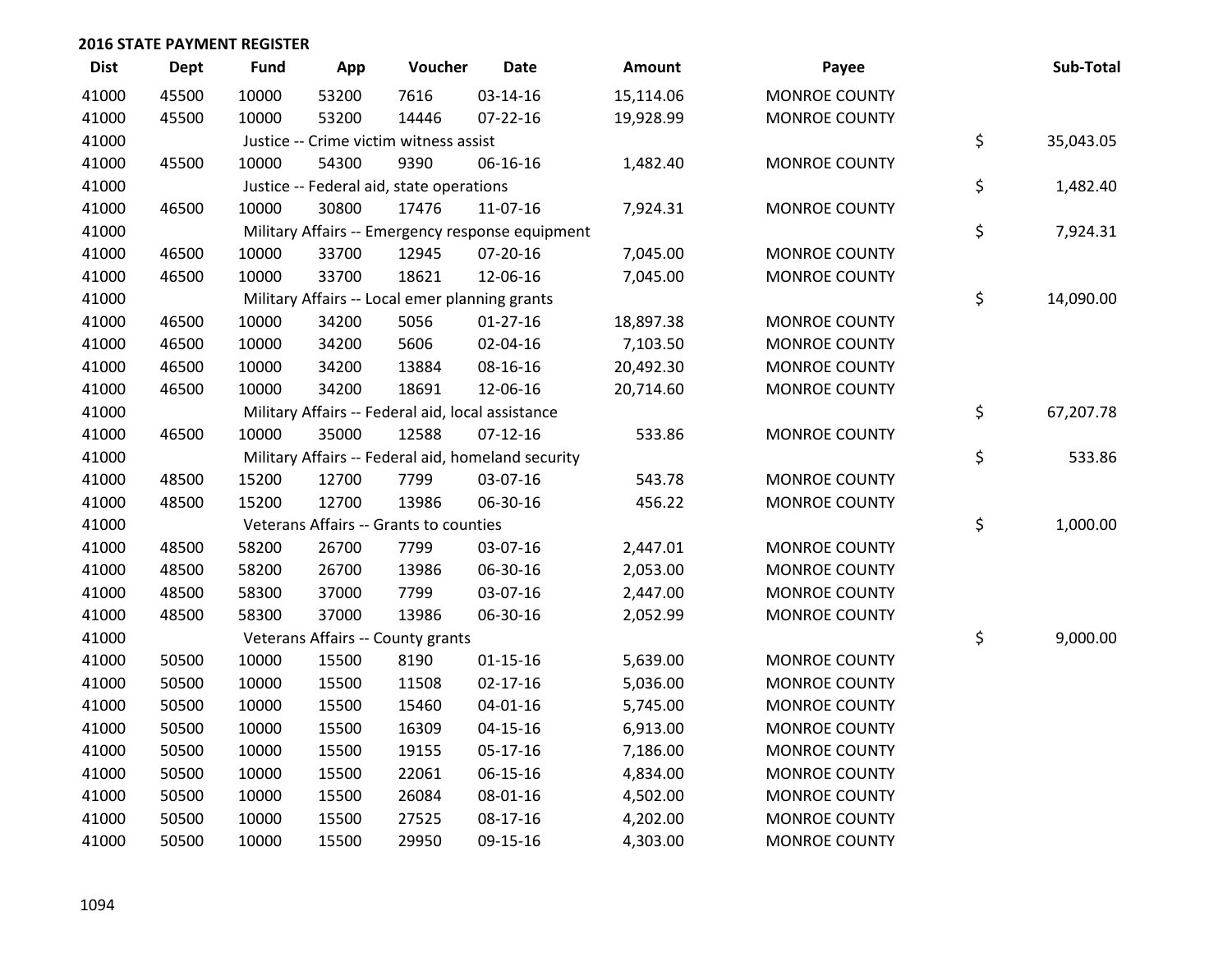## 2016 STATE PAYMENT REGISTER

| Dist | Dept | Fund | App | Voucher | Date | Amount | Payee | | Sub-Total |
|---|---|---|---|---|---|---|---|---|---|
| 41000 | 45500 | 10000 | 53200 | 7616 | 03-14-16 | 15,114.06 | MONROE COUNTY | | |
| 41000 | 45500 | 10000 | 53200 | 14446 | 07-22-16 | 19,928.99 | MONROE COUNTY | | |
| 41000 | | Justice -- Crime victim witness assist | | | | | | $ | 35,043.05 |
| 41000 | 45500 | 10000 | 54300 | 9390 | 06-16-16 | 1,482.40 | MONROE COUNTY | | |
| 41000 | | Justice -- Federal aid, state operations | | | | | | $ | 1,482.40 |
| 41000 | 46500 | 10000 | 30800 | 17476 | 11-07-16 | 7,924.31 | MONROE COUNTY | | |
| 41000 | | Military Affairs -- Emergency response equipment | | | | | | $ | 7,924.31 |
| 41000 | 46500 | 10000 | 33700 | 12945 | 07-20-16 | 7,045.00 | MONROE COUNTY | | |
| 41000 | 46500 | 10000 | 33700 | 18621 | 12-06-16 | 7,045.00 | MONROE COUNTY | | |
| 41000 | | Military Affairs -- Local emer planning grants | | | | | | $ | 14,090.00 |
| 41000 | 46500 | 10000 | 34200 | 5056 | 01-27-16 | 18,897.38 | MONROE COUNTY | | |
| 41000 | 46500 | 10000 | 34200 | 5606 | 02-04-16 | 7,103.50 | MONROE COUNTY | | |
| 41000 | 46500 | 10000 | 34200 | 13884 | 08-16-16 | 20,492.30 | MONROE COUNTY | | |
| 41000 | 46500 | 10000 | 34200 | 18691 | 12-06-16 | 20,714.60 | MONROE COUNTY | | |
| 41000 | | Military Affairs -- Federal aid, local assistance | | | | | | $ | 67,207.78 |
| 41000 | 46500 | 10000 | 35000 | 12588 | 07-12-16 | 533.86 | MONROE COUNTY | | |
| 41000 | | Military Affairs -- Federal aid, homeland security | | | | | | $ | 533.86 |
| 41000 | 48500 | 15200 | 12700 | 7799 | 03-07-16 | 543.78 | MONROE COUNTY | | |
| 41000 | 48500 | 15200 | 12700 | 13986 | 06-30-16 | 456.22 | MONROE COUNTY | | |
| 41000 | | Veterans Affairs -- Grants to counties | | | | | | $ | 1,000.00 |
| 41000 | 48500 | 58200 | 26700 | 7799 | 03-07-16 | 2,447.01 | MONROE COUNTY | | |
| 41000 | 48500 | 58200 | 26700 | 13986 | 06-30-16 | 2,053.00 | MONROE COUNTY | | |
| 41000 | 48500 | 58300 | 37000 | 7799 | 03-07-16 | 2,447.00 | MONROE COUNTY | | |
| 41000 | 48500 | 58300 | 37000 | 13986 | 06-30-16 | 2,052.99 | MONROE COUNTY | | |
| 41000 | | Veterans Affairs -- County grants | | | | | | $ | 9,000.00 |
| 41000 | 50500 | 10000 | 15500 | 8190 | 01-15-16 | 5,639.00 | MONROE COUNTY | | |
| 41000 | 50500 | 10000 | 15500 | 11508 | 02-17-16 | 5,036.00 | MONROE COUNTY | | |
| 41000 | 50500 | 10000 | 15500 | 15460 | 04-01-16 | 5,745.00 | MONROE COUNTY | | |
| 41000 | 50500 | 10000 | 15500 | 16309 | 04-15-16 | 6,913.00 | MONROE COUNTY | | |
| 41000 | 50500 | 10000 | 15500 | 19155 | 05-17-16 | 7,186.00 | MONROE COUNTY | | |
| 41000 | 50500 | 10000 | 15500 | 22061 | 06-15-16 | 4,834.00 | MONROE COUNTY | | |
| 41000 | 50500 | 10000 | 15500 | 26084 | 08-01-16 | 4,502.00 | MONROE COUNTY | | |
| 41000 | 50500 | 10000 | 15500 | 27525 | 08-17-16 | 4,202.00 | MONROE COUNTY | | |
| 41000 | 50500 | 10000 | 15500 | 29950 | 09-15-16 | 4,303.00 | MONROE COUNTY | | |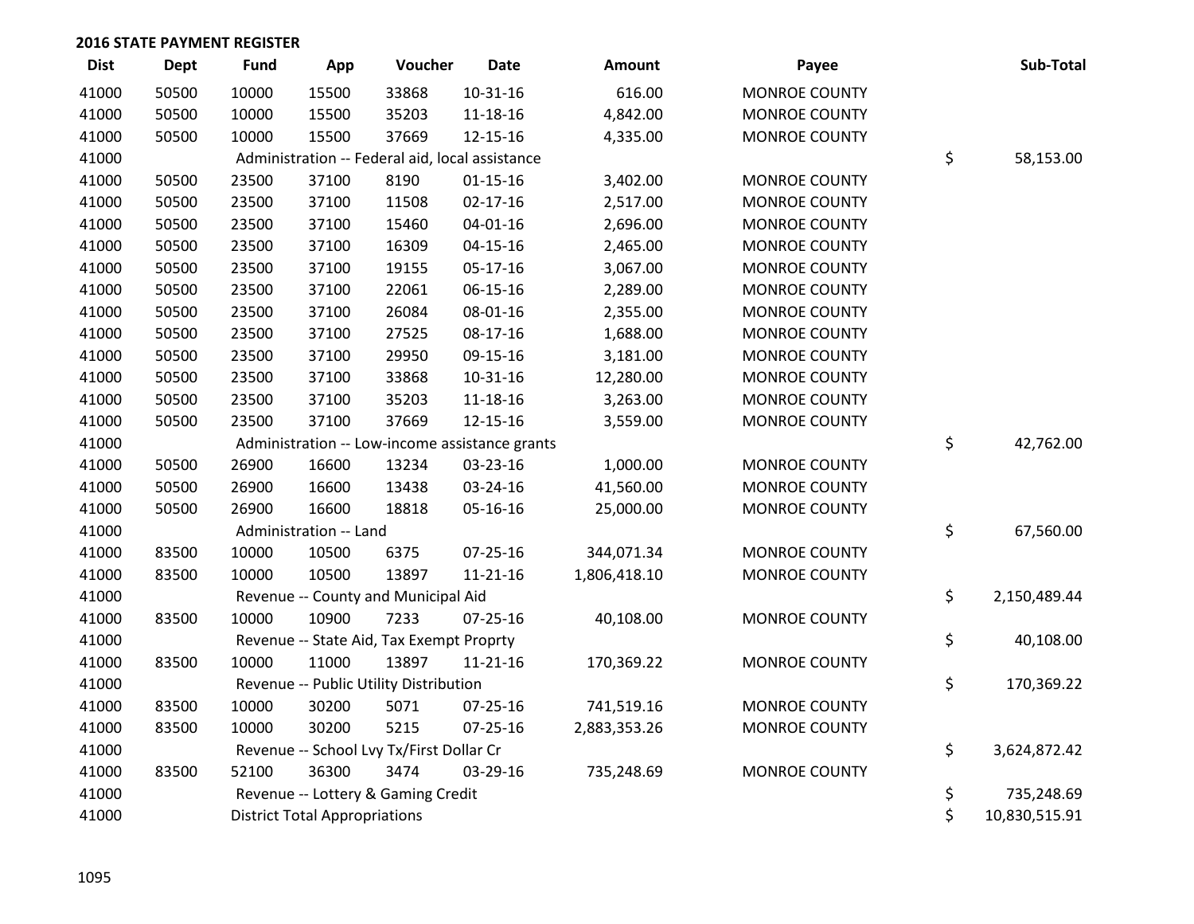## 2016 STATE PAYMENT REGISTER

| Dist | Dept | Fund | App | Voucher | Date | Amount | Payee | Sub-Total |
|---|---|---|---|---|---|---|---|---|
| 41000 | 50500 | 10000 | 15500 | 33868 | 10-31-16 | 616.00 | MONROE COUNTY | |
| 41000 | 50500 | 10000 | 15500 | 35203 | 11-18-16 | 4,842.00 | MONROE COUNTY | |
| 41000 | 50500 | 10000 | 15500 | 37669 | 12-15-16 | 4,335.00 | MONROE COUNTY | |
| 41000 | | Administration -- Federal aid, local assistance | | | | | | $ 58,153.00 |
| 41000 | 50500 | 23500 | 37100 | 8190 | 01-15-16 | 3,402.00 | MONROE COUNTY | |
| 41000 | 50500 | 23500 | 37100 | 11508 | 02-17-16 | 2,517.00 | MONROE COUNTY | |
| 41000 | 50500 | 23500 | 37100 | 15460 | 04-01-16 | 2,696.00 | MONROE COUNTY | |
| 41000 | 50500 | 23500 | 37100 | 16309 | 04-15-16 | 2,465.00 | MONROE COUNTY | |
| 41000 | 50500 | 23500 | 37100 | 19155 | 05-17-16 | 3,067.00 | MONROE COUNTY | |
| 41000 | 50500 | 23500 | 37100 | 22061 | 06-15-16 | 2,289.00 | MONROE COUNTY | |
| 41000 | 50500 | 23500 | 37100 | 26084 | 08-01-16 | 2,355.00 | MONROE COUNTY | |
| 41000 | 50500 | 23500 | 37100 | 27525 | 08-17-16 | 1,688.00 | MONROE COUNTY | |
| 41000 | 50500 | 23500 | 37100 | 29950 | 09-15-16 | 3,181.00 | MONROE COUNTY | |
| 41000 | 50500 | 23500 | 37100 | 33868 | 10-31-16 | 12,280.00 | MONROE COUNTY | |
| 41000 | 50500 | 23500 | 37100 | 35203 | 11-18-16 | 3,263.00 | MONROE COUNTY | |
| 41000 | 50500 | 23500 | 37100 | 37669 | 12-15-16 | 3,559.00 | MONROE COUNTY | |
| 41000 | | Administration -- Low-income assistance grants | | | | | | $ 42,762.00 |
| 41000 | 50500 | 26900 | 16600 | 13234 | 03-23-16 | 1,000.00 | MONROE COUNTY | |
| 41000 | 50500 | 26900 | 16600 | 13438 | 03-24-16 | 41,560.00 | MONROE COUNTY | |
| 41000 | 50500 | 26900 | 16600 | 18818 | 05-16-16 | 25,000.00 | MONROE COUNTY | |
| 41000 | | Administration -- Land | | | | | | $ 67,560.00 |
| 41000 | 83500 | 10000 | 10500 | 6375 | 07-25-16 | 344,071.34 | MONROE COUNTY | |
| 41000 | 83500 | 10000 | 10500 | 13897 | 11-21-16 | 1,806,418.10 | MONROE COUNTY | |
| 41000 | | Revenue -- County and Municipal Aid | | | | | | $ 2,150,489.44 |
| 41000 | 83500 | 10000 | 10900 | 7233 | 07-25-16 | 40,108.00 | MONROE COUNTY | |
| 41000 | | Revenue -- State Aid, Tax Exempt Proprty | | | | | | $ 40,108.00 |
| 41000 | 83500 | 10000 | 11000 | 13897 | 11-21-16 | 170,369.22 | MONROE COUNTY | |
| 41000 | | Revenue -- Public Utility Distribution | | | | | | $ 170,369.22 |
| 41000 | 83500 | 10000 | 30200 | 5071 | 07-25-16 | 741,519.16 | MONROE COUNTY | |
| 41000 | 83500 | 10000 | 30200 | 5215 | 07-25-16 | 2,883,353.26 | MONROE COUNTY | |
| 41000 | | Revenue -- School Lvy Tx/First Dollar Cr | | | | | | $ 3,624,872.42 |
| 41000 | 83500 | 52100 | 36300 | 3474 | 03-29-16 | 735,248.69 | MONROE COUNTY | |
| 41000 | | Revenue -- Lottery & Gaming Credit | | | | | | $ 735,248.69 |
| 41000 | | District Total Appropriations | | | | | | $ 10,830,515.91 |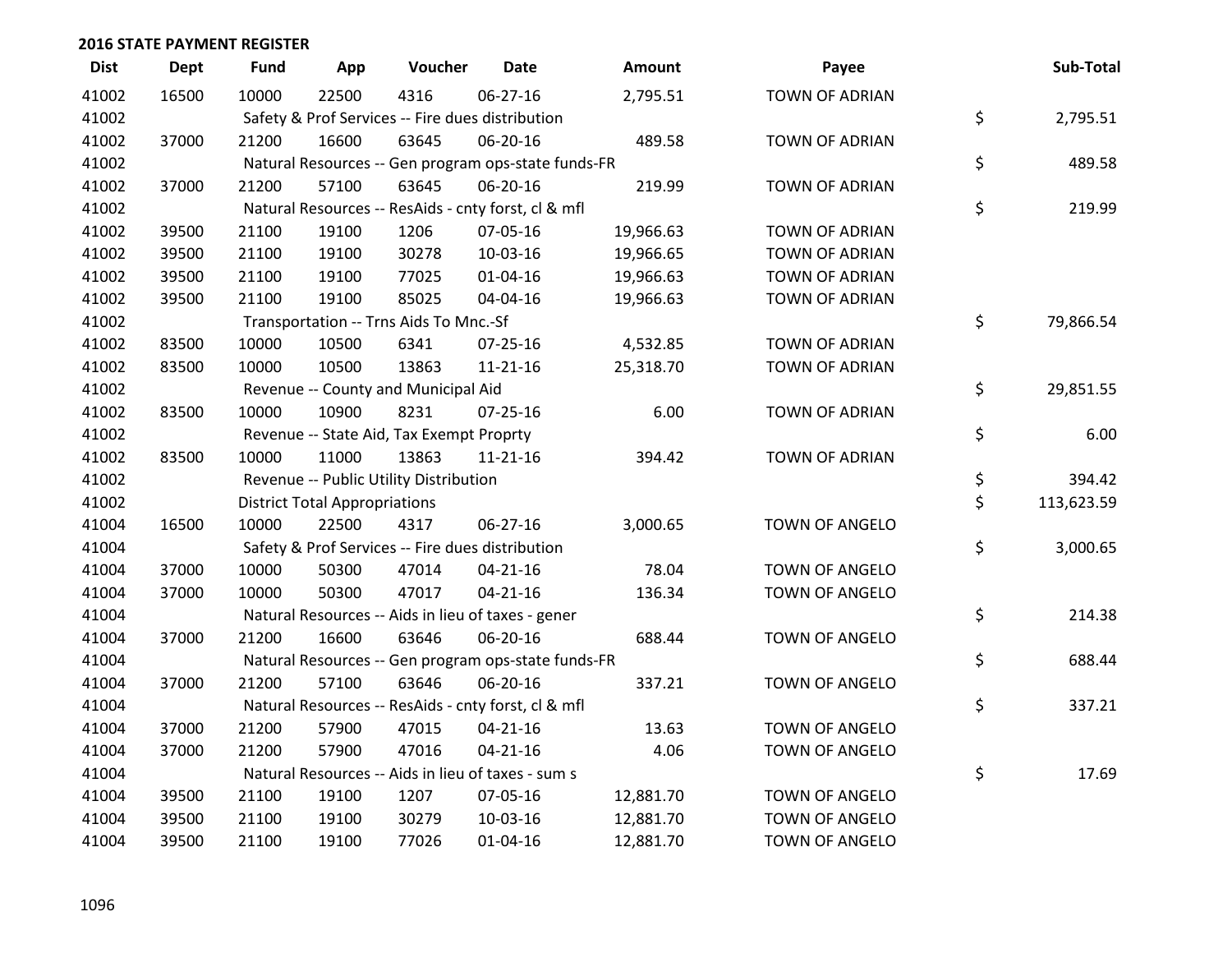## 2016 STATE PAYMENT REGISTER

| Dist | Dept | Fund | App | Voucher | Date | Amount | Payee | | Sub-Total |
|---|---|---|---|---|---|---|---|---|---|
| 41002 | 16500 | 10000 | 22500 | 4316 | 06-27-16 | 2,795.51 | TOWN OF ADRIAN | | |
| 41002 | | Safety & Prof Services -- Fire dues distribution | | | | | | $ | 2,795.51 |
| 41002 | 37000 | 21200 | 16600 | 63645 | 06-20-16 | 489.58 | TOWN OF ADRIAN | | |
| 41002 | | Natural Resources -- Gen program ops-state funds-FR | | | | | | $ | 489.58 |
| 41002 | 37000 | 21200 | 57100 | 63645 | 06-20-16 | 219.99 | TOWN OF ADRIAN | | |
| 41002 | | Natural Resources -- ResAids - cnty forst, cl & mfl | | | | | | $ | 219.99 |
| 41002 | 39500 | 21100 | 19100 | 1206 | 07-05-16 | 19,966.63 | TOWN OF ADRIAN | | |
| 41002 | 39500 | 21100 | 19100 | 30278 | 10-03-16 | 19,966.65 | TOWN OF ADRIAN | | |
| 41002 | 39500 | 21100 | 19100 | 77025 | 01-04-16 | 19,966.63 | TOWN OF ADRIAN | | |
| 41002 | 39500 | 21100 | 19100 | 85025 | 04-04-16 | 19,966.63 | TOWN OF ADRIAN | | |
| 41002 | | Transportation -- Trns Aids To Mnc.-Sf | | | | | | $ | 79,866.54 |
| 41002 | 83500 | 10000 | 10500 | 6341 | 07-25-16 | 4,532.85 | TOWN OF ADRIAN | | |
| 41002 | 83500 | 10000 | 10500 | 13863 | 11-21-16 | 25,318.70 | TOWN OF ADRIAN | | |
| 41002 | | Revenue -- County and Municipal Aid | | | | | | $ | 29,851.55 |
| 41002 | 83500 | 10000 | 10900 | 8231 | 07-25-16 | 6.00 | TOWN OF ADRIAN | | |
| 41002 | | Revenue -- State Aid, Tax Exempt Proprty | | | | | | $ | 6.00 |
| 41002 | 83500 | 10000 | 11000 | 13863 | 11-21-16 | 394.42 | TOWN OF ADRIAN | | |
| 41002 | | Revenue -- Public Utility Distribution | | | | | | $ | 394.42 |
| 41002 | | District Total Appropriations | | | | | | $ | 113,623.59 |
| 41004 | 16500 | 10000 | 22500 | 4317 | 06-27-16 | 3,000.65 | TOWN OF ANGELO | | |
| 41004 | | Safety & Prof Services -- Fire dues distribution | | | | | | $ | 3,000.65 |
| 41004 | 37000 | 10000 | 50300 | 47014 | 04-21-16 | 78.04 | TOWN OF ANGELO | | |
| 41004 | 37000 | 10000 | 50300 | 47017 | 04-21-16 | 136.34 | TOWN OF ANGELO | | |
| 41004 | | Natural Resources -- Aids in lieu of taxes - gener | | | | | | $ | 214.38 |
| 41004 | 37000 | 21200 | 16600 | 63646 | 06-20-16 | 688.44 | TOWN OF ANGELO | | |
| 41004 | | Natural Resources -- Gen program ops-state funds-FR | | | | | | $ | 688.44 |
| 41004 | 37000 | 21200 | 57100 | 63646 | 06-20-16 | 337.21 | TOWN OF ANGELO | | |
| 41004 | | Natural Resources -- ResAids - cnty forst, cl & mfl | | | | | | $ | 337.21 |
| 41004 | 37000 | 21200 | 57900 | 47015 | 04-21-16 | 13.63 | TOWN OF ANGELO | | |
| 41004 | 37000 | 21200 | 57900 | 47016 | 04-21-16 | 4.06 | TOWN OF ANGELO | | |
| 41004 | | Natural Resources -- Aids in lieu of taxes - sum s | | | | | | $ | 17.69 |
| 41004 | 39500 | 21100 | 19100 | 1207 | 07-05-16 | 12,881.70 | TOWN OF ANGELO | | |
| 41004 | 39500 | 21100 | 19100 | 30279 | 10-03-16 | 12,881.70 | TOWN OF ANGELO | | |
| 41004 | 39500 | 21100 | 19100 | 77026 | 01-04-16 | 12,881.70 | TOWN OF ANGELO | | |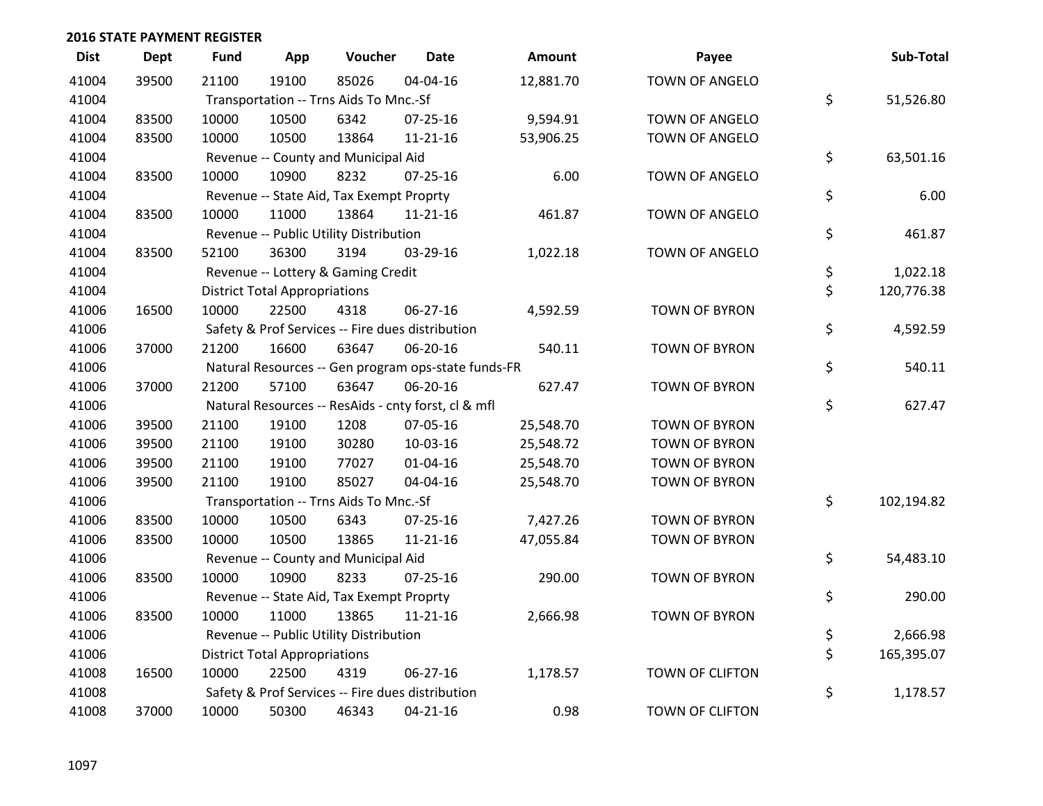## 2016 STATE PAYMENT REGISTER

| Dist | Dept | Fund | App | Voucher | Date | Amount | Payee | Sub-Total |
|---|---|---|---|---|---|---|---|---|
| 41004 | 39500 | 21100 | 19100 | 85026 | 04-04-16 | 12,881.70 | TOWN OF ANGELO | |
| 41004 | | Transportation -- Trns Aids To Mnc.-Sf | | | | | | $ 51,526.80 |
| 41004 | 83500 | 10000 | 10500 | 6342 | 07-25-16 | 9,594.91 | TOWN OF ANGELO | |
| 41004 | 83500 | 10000 | 10500 | 13864 | 11-21-16 | 53,906.25 | TOWN OF ANGELO | |
| 41004 | | Revenue -- County and Municipal Aid | | | | | | $ 63,501.16 |
| 41004 | 83500 | 10000 | 10900 | 8232 | 07-25-16 | 6.00 | TOWN OF ANGELO | |
| 41004 | | Revenue -- State Aid, Tax Exempt Proprty | | | | | | $ 6.00 |
| 41004 | 83500 | 10000 | 11000 | 13864 | 11-21-16 | 461.87 | TOWN OF ANGELO | |
| 41004 | | Revenue -- Public Utility Distribution | | | | | | $ 461.87 |
| 41004 | 83500 | 52100 | 36300 | 3194 | 03-29-16 | 1,022.18 | TOWN OF ANGELO | |
| 41004 | | Revenue -- Lottery & Gaming Credit | | | | | | $ 1,022.18 |
| 41004 | | District Total Appropriations | | | | | | $ 120,776.38 |
| 41006 | 16500 | 10000 | 22500 | 4318 | 06-27-16 | 4,592.59 | TOWN OF BYRON | |
| 41006 | | Safety & Prof Services -- Fire dues distribution | | | | | | $ 4,592.59 |
| 41006 | 37000 | 21200 | 16600 | 63647 | 06-20-16 | 540.11 | TOWN OF BYRON | |
| 41006 | | Natural Resources -- Gen program ops-state funds-FR | | | | | | $ 540.11 |
| 41006 | 37000 | 21200 | 57100 | 63647 | 06-20-16 | 627.47 | TOWN OF BYRON | |
| 41006 | | Natural Resources -- ResAids - cnty forst, cl & mfl | | | | | | $ 627.47 |
| 41006 | 39500 | 21100 | 19100 | 1208 | 07-05-16 | 25,548.70 | TOWN OF BYRON | |
| 41006 | 39500 | 21100 | 19100 | 30280 | 10-03-16 | 25,548.72 | TOWN OF BYRON | |
| 41006 | 39500 | 21100 | 19100 | 77027 | 01-04-16 | 25,548.70 | TOWN OF BYRON | |
| 41006 | 39500 | 21100 | 19100 | 85027 | 04-04-16 | 25,548.70 | TOWN OF BYRON | |
| 41006 | | Transportation -- Trns Aids To Mnc.-Sf | | | | | | $ 102,194.82 |
| 41006 | 83500 | 10000 | 10500 | 6343 | 07-25-16 | 7,427.26 | TOWN OF BYRON | |
| 41006 | 83500 | 10000 | 10500 | 13865 | 11-21-16 | 47,055.84 | TOWN OF BYRON | |
| 41006 | | Revenue -- County and Municipal Aid | | | | | | $ 54,483.10 |
| 41006 | 83500 | 10000 | 10900 | 8233 | 07-25-16 | 290.00 | TOWN OF BYRON | |
| 41006 | | Revenue -- State Aid, Tax Exempt Proprty | | | | | | $ 290.00 |
| 41006 | 83500 | 10000 | 11000 | 13865 | 11-21-16 | 2,666.98 | TOWN OF BYRON | |
| 41006 | | Revenue -- Public Utility Distribution | | | | | | $ 2,666.98 |
| 41006 | | District Total Appropriations | | | | | | $ 165,395.07 |
| 41008 | 16500 | 10000 | 22500 | 4319 | 06-27-16 | 1,178.57 | TOWN OF CLIFTON | |
| 41008 | | Safety & Prof Services -- Fire dues distribution | | | | | | $ 1,178.57 |
| 41008 | 37000 | 10000 | 50300 | 46343 | 04-21-16 | 0.98 | TOWN OF CLIFTON | |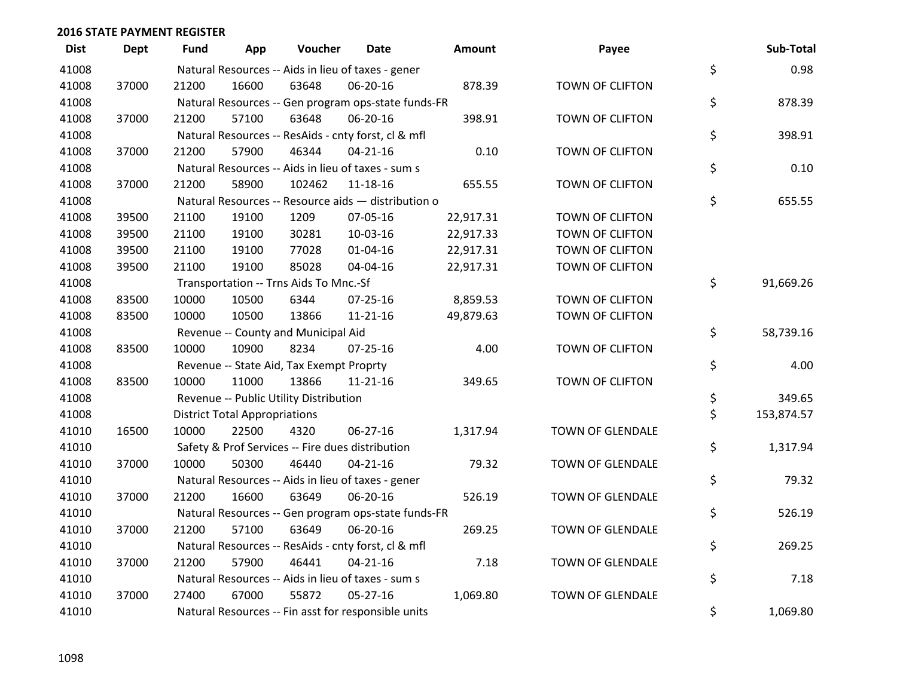## 2016 STATE PAYMENT REGISTER

| Dist | Dept | Fund | App | Voucher | Date | Amount | Payee | Sub-Total |
|---|---|---|---|---|---|---|---|---|
| 41008 | | Natural Resources -- Aids in lieu of taxes - gener | | | | | | $ 0.98 |
| 41008 | 37000 | 21200 | 16600 | 63648 | 06-20-16 | 878.39 | TOWN OF CLIFTON | |
| 41008 | | Natural Resources -- Gen program ops-state funds-FR | | | | | | $ 878.39 |
| 41008 | 37000 | 21200 | 57100 | 63648 | 06-20-16 | 398.91 | TOWN OF CLIFTON | |
| 41008 | | Natural Resources -- ResAids - cnty forst, cl & mfl | | | | | | $ 398.91 |
| 41008 | 37000 | 21200 | 57900 | 46344 | 04-21-16 | 0.10 | TOWN OF CLIFTON | |
| 41008 | | Natural Resources -- Aids in lieu of taxes - sum s | | | | | | $ 0.10 |
| 41008 | 37000 | 21200 | 58900 | 102462 | 11-18-16 | 655.55 | TOWN OF CLIFTON | |
| 41008 | | Natural Resources -- Resource aids — distribution o | | | | | | $ 655.55 |
| 41008 | 39500 | 21100 | 19100 | 1209 | 07-05-16 | 22,917.31 | TOWN OF CLIFTON | |
| 41008 | 39500 | 21100 | 19100 | 30281 | 10-03-16 | 22,917.33 | TOWN OF CLIFTON | |
| 41008 | 39500 | 21100 | 19100 | 77028 | 01-04-16 | 22,917.31 | TOWN OF CLIFTON | |
| 41008 | 39500 | 21100 | 19100 | 85028 | 04-04-16 | 22,917.31 | TOWN OF CLIFTON | |
| 41008 | | Transportation -- Trns Aids To Mnc.-Sf | | | | | | $ 91,669.26 |
| 41008 | 83500 | 10000 | 10500 | 6344 | 07-25-16 | 8,859.53 | TOWN OF CLIFTON | |
| 41008 | 83500 | 10000 | 10500 | 13866 | 11-21-16 | 49,879.63 | TOWN OF CLIFTON | |
| 41008 | | Revenue -- County and Municipal Aid | | | | | | $ 58,739.16 |
| 41008 | 83500 | 10000 | 10900 | 8234 | 07-25-16 | 4.00 | TOWN OF CLIFTON | |
| 41008 | | Revenue -- State Aid, Tax Exempt Proprty | | | | | | $ 4.00 |
| 41008 | 83500 | 10000 | 11000 | 13866 | 11-21-16 | 349.65 | TOWN OF CLIFTON | |
| 41008 | | Revenue -- Public Utility Distribution | | | | | | $ 349.65 |
| 41008 | | District Total Appropriations | | | | | | $ 153,874.57 |
| 41010 | 16500 | 10000 | 22500 | 4320 | 06-27-16 | 1,317.94 | TOWN OF GLENDALE | |
| 41010 | | Safety & Prof Services -- Fire dues distribution | | | | | | $ 1,317.94 |
| 41010 | 37000 | 10000 | 50300 | 46440 | 04-21-16 | 79.32 | TOWN OF GLENDALE | |
| 41010 | | Natural Resources -- Aids in lieu of taxes - gener | | | | | | $ 79.32 |
| 41010 | 37000 | 21200 | 16600 | 63649 | 06-20-16 | 526.19 | TOWN OF GLENDALE | |
| 41010 | | Natural Resources -- Gen program ops-state funds-FR | | | | | | $ 526.19 |
| 41010 | 37000 | 21200 | 57100 | 63649 | 06-20-16 | 269.25 | TOWN OF GLENDALE | |
| 41010 | | Natural Resources -- ResAids - cnty forst, cl & mfl | | | | | | $ 269.25 |
| 41010 | 37000 | 21200 | 57900 | 46441 | 04-21-16 | 7.18 | TOWN OF GLENDALE | |
| 41010 | | Natural Resources -- Aids in lieu of taxes - sum s | | | | | | $ 7.18 |
| 41010 | 37000 | 27400 | 67000 | 55872 | 05-27-16 | 1,069.80 | TOWN OF GLENDALE | |
| 41010 | | Natural Resources -- Fin asst for responsible units | | | | | | $ 1,069.80 |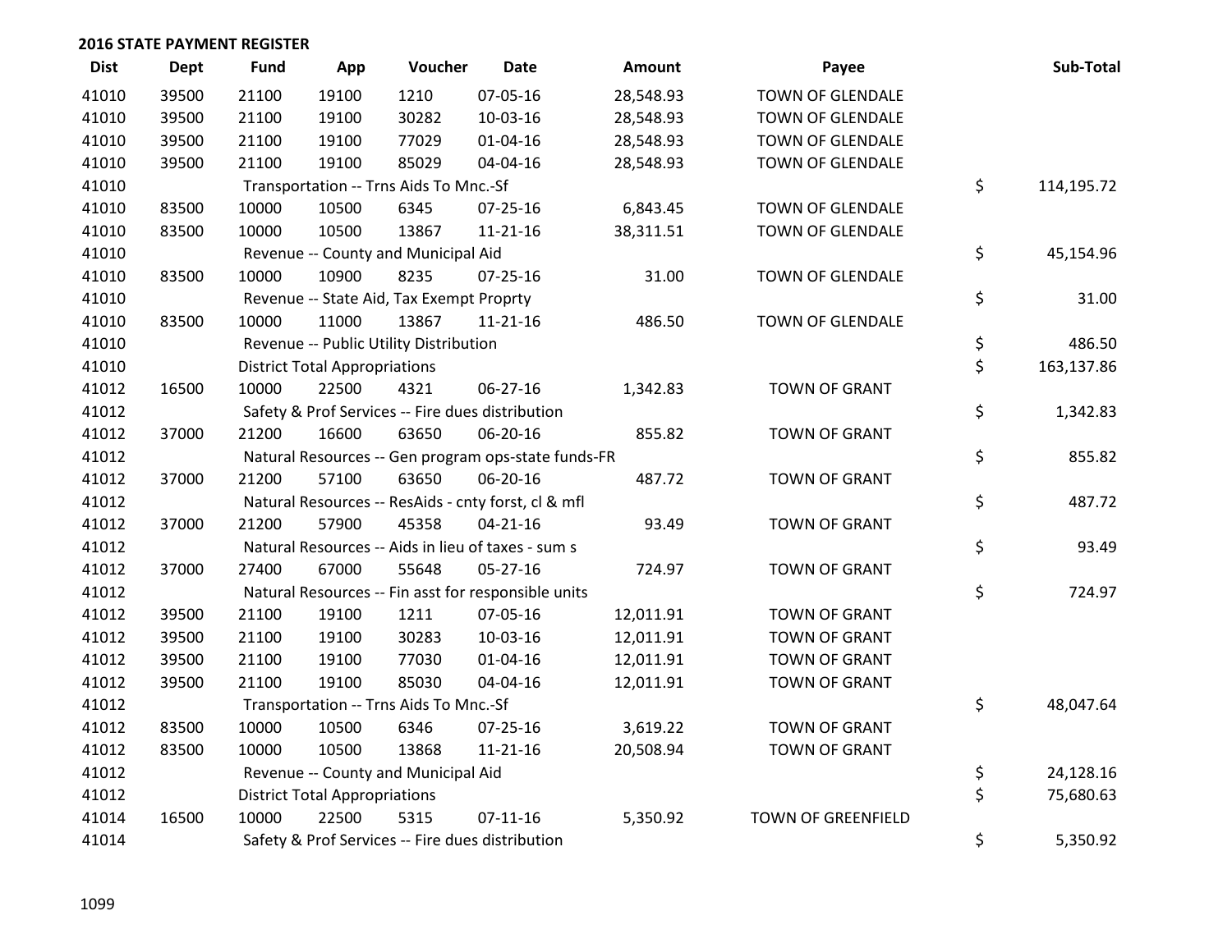## 2016 STATE PAYMENT REGISTER

| Dist | Dept | Fund | App | Voucher | Date | Amount | Payee | Sub-Total |
|---|---|---|---|---|---|---|---|---|
| 41010 | 39500 | 21100 | 19100 | 1210 | 07-05-16 | 28,548.93 | TOWN OF GLENDALE | |
| 41010 | 39500 | 21100 | 19100 | 30282 | 10-03-16 | 28,548.93 | TOWN OF GLENDALE | |
| 41010 | 39500 | 21100 | 19100 | 77029 | 01-04-16 | 28,548.93 | TOWN OF GLENDALE | |
| 41010 | 39500 | 21100 | 19100 | 85029 | 04-04-16 | 28,548.93 | TOWN OF GLENDALE | |
| 41010 | | Transportation -- Trns Aids To Mnc.-Sf | | | | | | $ 114,195.72 |
| 41010 | 83500 | 10000 | 10500 | 6345 | 07-25-16 | 6,843.45 | TOWN OF GLENDALE | |
| 41010 | 83500 | 10000 | 10500 | 13867 | 11-21-16 | 38,311.51 | TOWN OF GLENDALE | |
| 41010 | | Revenue -- County and Municipal Aid | | | | | | $ 45,154.96 |
| 41010 | 83500 | 10000 | 10900 | 8235 | 07-25-16 | 31.00 | TOWN OF GLENDALE | |
| 41010 | | Revenue -- State Aid, Tax Exempt Proprty | | | | | | $ 31.00 |
| 41010 | 83500 | 10000 | 11000 | 13867 | 11-21-16 | 486.50 | TOWN OF GLENDALE | |
| 41010 | | Revenue -- Public Utility Distribution | | | | | | $ 486.50 |
| 41010 | | District Total Appropriations | | | | | | $ 163,137.86 |
| 41012 | 16500 | 10000 | 22500 | 4321 | 06-27-16 | 1,342.83 | TOWN OF GRANT | |
| 41012 | | Safety & Prof Services -- Fire dues distribution | | | | | | $ 1,342.83 |
| 41012 | 37000 | 21200 | 16600 | 63650 | 06-20-16 | 855.82 | TOWN OF GRANT | |
| 41012 | | Natural Resources -- Gen program ops-state funds-FR | | | | | | $ 855.82 |
| 41012 | 37000 | 21200 | 57100 | 63650 | 06-20-16 | 487.72 | TOWN OF GRANT | |
| 41012 | | Natural Resources -- ResAids - cnty forst, cl & mfl | | | | | | $ 487.72 |
| 41012 | 37000 | 21200 | 57900 | 45358 | 04-21-16 | 93.49 | TOWN OF GRANT | |
| 41012 | | Natural Resources -- Aids in lieu of taxes - sum s | | | | | | $ 93.49 |
| 41012 | 37000 | 27400 | 67000 | 55648 | 05-27-16 | 724.97 | TOWN OF GRANT | |
| 41012 | | Natural Resources -- Fin asst for responsible units | | | | | | $ 724.97 |
| 41012 | 39500 | 21100 | 19100 | 1211 | 07-05-16 | 12,011.91 | TOWN OF GRANT | |
| 41012 | 39500 | 21100 | 19100 | 30283 | 10-03-16 | 12,011.91 | TOWN OF GRANT | |
| 41012 | 39500 | 21100 | 19100 | 77030 | 01-04-16 | 12,011.91 | TOWN OF GRANT | |
| 41012 | 39500 | 21100 | 19100 | 85030 | 04-04-16 | 12,011.91 | TOWN OF GRANT | |
| 41012 | | Transportation -- Trns Aids To Mnc.-Sf | | | | | | $ 48,047.64 |
| 41012 | 83500 | 10000 | 10500 | 6346 | 07-25-16 | 3,619.22 | TOWN OF GRANT | |
| 41012 | 83500 | 10000 | 10500 | 13868 | 11-21-16 | 20,508.94 | TOWN OF GRANT | |
| 41012 | | Revenue -- County and Municipal Aid | | | | | | $ 24,128.16 |
| 41012 | | District Total Appropriations | | | | | | $ 75,680.63 |
| 41014 | 16500 | 10000 | 22500 | 5315 | 07-11-16 | 5,350.92 | TOWN OF GREENFIELD | |
| 41014 | | Safety & Prof Services -- Fire dues distribution | | | | | | $ 5,350.92 |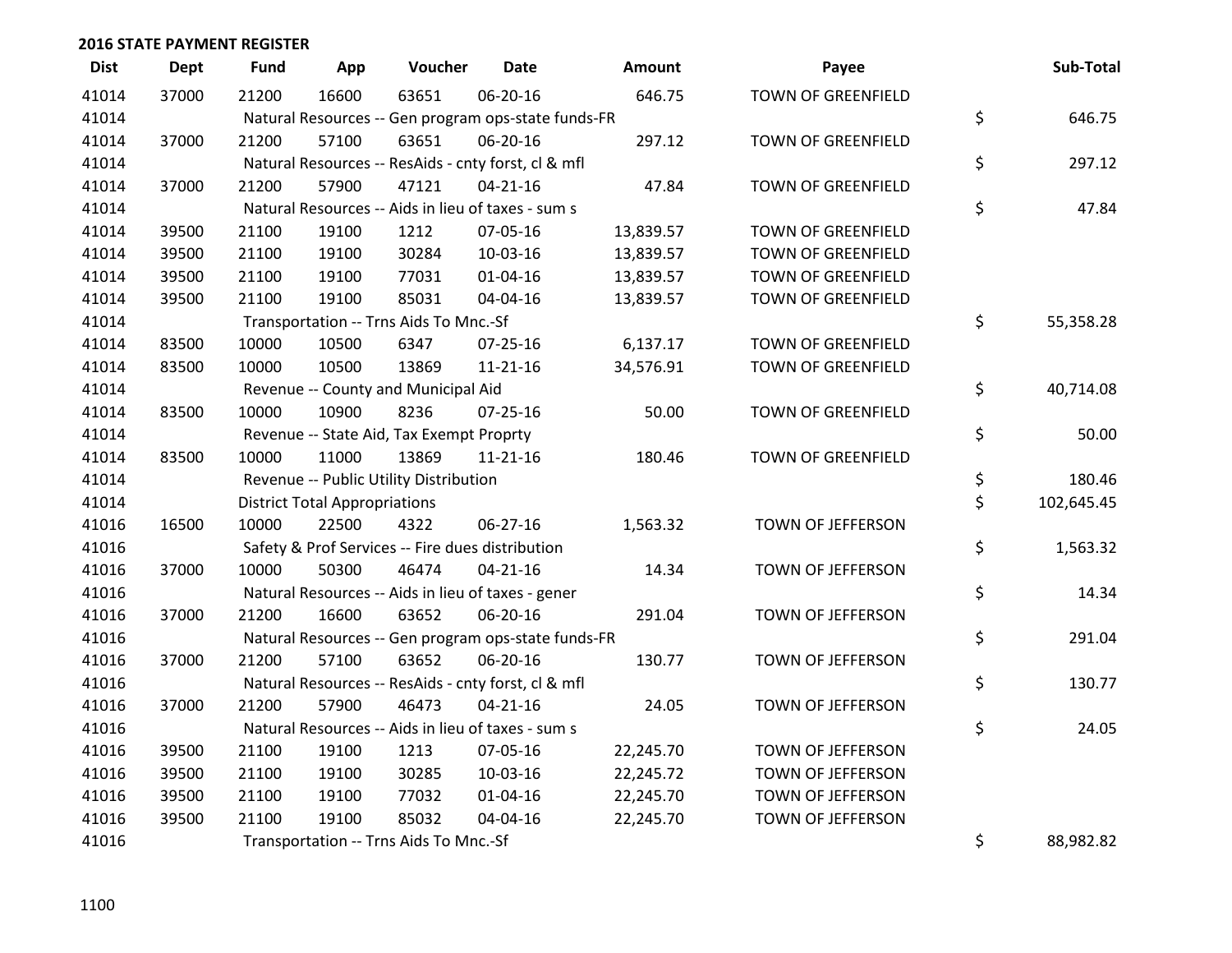## 2016 STATE PAYMENT REGISTER

| Dist | Dept | Fund | App | Voucher | Date | Amount | Payee | Sub-Total |
|---|---|---|---|---|---|---|---|---|
| 41014 | 37000 | 21200 | 16600 | 63651 | 06-20-16 | 646.75 | TOWN OF GREENFIELD | |
| 41014 | | Natural Resources -- Gen program ops-state funds-FR | | | | | | $ 646.75 |
| 41014 | 37000 | 21200 | 57100 | 63651 | 06-20-16 | 297.12 | TOWN OF GREENFIELD | |
| 41014 | | Natural Resources -- ResAids - cnty forst, cl & mfl | | | | | | $ 297.12 |
| 41014 | 37000 | 21200 | 57900 | 47121 | 04-21-16 | 47.84 | TOWN OF GREENFIELD | |
| 41014 | | Natural Resources -- Aids in lieu of taxes - sum s | | | | | | $ 47.84 |
| 41014 | 39500 | 21100 | 19100 | 1212 | 07-05-16 | 13,839.57 | TOWN OF GREENFIELD | |
| 41014 | 39500 | 21100 | 19100 | 30284 | 10-03-16 | 13,839.57 | TOWN OF GREENFIELD | |
| 41014 | 39500 | 21100 | 19100 | 77031 | 01-04-16 | 13,839.57 | TOWN OF GREENFIELD | |
| 41014 | 39500 | 21100 | 19100 | 85031 | 04-04-16 | 13,839.57 | TOWN OF GREENFIELD | |
| 41014 | | Transportation -- Trns Aids To Mnc.-Sf | | | | | | $ 55,358.28 |
| 41014 | 83500 | 10000 | 10500 | 6347 | 07-25-16 | 6,137.17 | TOWN OF GREENFIELD | |
| 41014 | 83500 | 10000 | 10500 | 13869 | 11-21-16 | 34,576.91 | TOWN OF GREENFIELD | |
| 41014 | | Revenue -- County and Municipal Aid | | | | | | $ 40,714.08 |
| 41014 | 83500 | 10000 | 10900 | 8236 | 07-25-16 | 50.00 | TOWN OF GREENFIELD | |
| 41014 | | Revenue -- State Aid, Tax Exempt Proprty | | | | | | $ 50.00 |
| 41014 | 83500 | 10000 | 11000 | 13869 | 11-21-16 | 180.46 | TOWN OF GREENFIELD | |
| 41014 | | Revenue -- Public Utility Distribution | | | | | | $ 180.46 |
| 41014 | | District Total Appropriations | | | | | | $ 102,645.45 |
| 41016 | 16500 | 10000 | 22500 | 4322 | 06-27-16 | 1,563.32 | TOWN OF JEFFERSON | |
| 41016 | | Safety & Prof Services -- Fire dues distribution | | | | | | $ 1,563.32 |
| 41016 | 37000 | 10000 | 50300 | 46474 | 04-21-16 | 14.34 | TOWN OF JEFFERSON | |
| 41016 | | Natural Resources -- Aids in lieu of taxes - gener | | | | | | $ 14.34 |
| 41016 | 37000 | 21200 | 16600 | 63652 | 06-20-16 | 291.04 | TOWN OF JEFFERSON | |
| 41016 | | Natural Resources -- Gen program ops-state funds-FR | | | | | | $ 291.04 |
| 41016 | 37000 | 21200 | 57100 | 63652 | 06-20-16 | 130.77 | TOWN OF JEFFERSON | |
| 41016 | | Natural Resources -- ResAids - cnty forst, cl & mfl | | | | | | $ 130.77 |
| 41016 | 37000 | 21200 | 57900 | 46473 | 04-21-16 | 24.05 | TOWN OF JEFFERSON | |
| 41016 | | Natural Resources -- Aids in lieu of taxes - sum s | | | | | | $ 24.05 |
| 41016 | 39500 | 21100 | 19100 | 1213 | 07-05-16 | 22,245.70 | TOWN OF JEFFERSON | |
| 41016 | 39500 | 21100 | 19100 | 30285 | 10-03-16 | 22,245.72 | TOWN OF JEFFERSON | |
| 41016 | 39500 | 21100 | 19100 | 77032 | 01-04-16 | 22,245.70 | TOWN OF JEFFERSON | |
| 41016 | 39500 | 21100 | 19100 | 85032 | 04-04-16 | 22,245.70 | TOWN OF JEFFERSON | |
| 41016 | | Transportation -- Trns Aids To Mnc.-Sf | | | | | | $ 88,982.82 |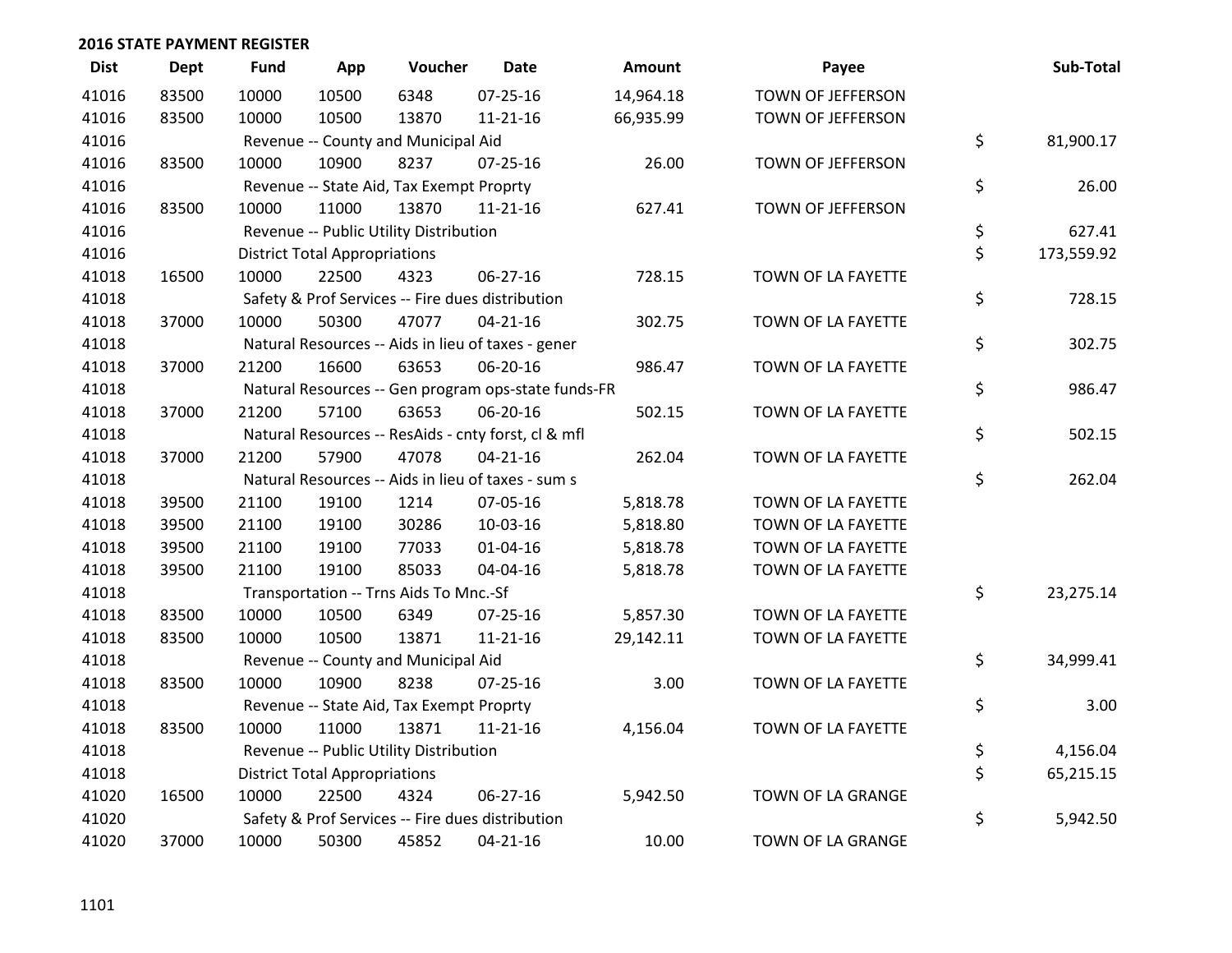## 2016 STATE PAYMENT REGISTER

| Dist | Dept | Fund | App | Voucher | Date | Amount | Payee | Sub-Total |
|---|---|---|---|---|---|---|---|---|
| 41016 | 83500 | 10000 | 10500 | 6348 | 07-25-16 | 14,964.18 | TOWN OF JEFFERSON | |
| 41016 | 83500 | 10000 | 10500 | 13870 | 11-21-16 | 66,935.99 | TOWN OF JEFFERSON | |
| 41016 | | Revenue -- County and Municipal Aid | | | | | | $ 81,900.17 |
| 41016 | 83500 | 10000 | 10900 | 8237 | 07-25-16 | 26.00 | TOWN OF JEFFERSON | |
| 41016 | | Revenue -- State Aid, Tax Exempt Proprty | | | | | | $ 26.00 |
| 41016 | 83500 | 10000 | 11000 | 13870 | 11-21-16 | 627.41 | TOWN OF JEFFERSON | |
| 41016 | | Revenue -- Public Utility Distribution | | | | | | $ 627.41 |
| 41016 | | District Total Appropriations | | | | | | $ 173,559.92 |
| 41018 | 16500 | 10000 | 22500 | 4323 | 06-27-16 | 728.15 | TOWN OF LA FAYETTE | |
| 41018 | | Safety & Prof Services -- Fire dues distribution | | | | | | $ 728.15 |
| 41018 | 37000 | 10000 | 50300 | 47077 | 04-21-16 | 302.75 | TOWN OF LA FAYETTE | |
| 41018 | | Natural Resources -- Aids in lieu of taxes - gener | | | | | | $ 302.75 |
| 41018 | 37000 | 21200 | 16600 | 63653 | 06-20-16 | 986.47 | TOWN OF LA FAYETTE | |
| 41018 | | Natural Resources -- Gen program ops-state funds-FR | | | | | | $ 986.47 |
| 41018 | 37000 | 21200 | 57100 | 63653 | 06-20-16 | 502.15 | TOWN OF LA FAYETTE | |
| 41018 | | Natural Resources -- ResAids - cnty forst, cl & mfl | | | | | | $ 502.15 |
| 41018 | 37000 | 21200 | 57900 | 47078 | 04-21-16 | 262.04 | TOWN OF LA FAYETTE | |
| 41018 | | Natural Resources -- Aids in lieu of taxes - sum s | | | | | | $ 262.04 |
| 41018 | 39500 | 21100 | 19100 | 1214 | 07-05-16 | 5,818.78 | TOWN OF LA FAYETTE | |
| 41018 | 39500 | 21100 | 19100 | 30286 | 10-03-16 | 5,818.80 | TOWN OF LA FAYETTE | |
| 41018 | 39500 | 21100 | 19100 | 77033 | 01-04-16 | 5,818.78 | TOWN OF LA FAYETTE | |
| 41018 | 39500 | 21100 | 19100 | 85033 | 04-04-16 | 5,818.78 | TOWN OF LA FAYETTE | |
| 41018 | | Transportation -- Trns Aids To Mnc.-Sf | | | | | | $ 23,275.14 |
| 41018 | 83500 | 10000 | 10500 | 6349 | 07-25-16 | 5,857.30 | TOWN OF LA FAYETTE | |
| 41018 | 83500 | 10000 | 10500 | 13871 | 11-21-16 | 29,142.11 | TOWN OF LA FAYETTE | |
| 41018 | | Revenue -- County and Municipal Aid | | | | | | $ 34,999.41 |
| 41018 | 83500 | 10000 | 10900 | 8238 | 07-25-16 | 3.00 | TOWN OF LA FAYETTE | |
| 41018 | | Revenue -- State Aid, Tax Exempt Proprty | | | | | | $ 3.00 |
| 41018 | 83500 | 10000 | 11000 | 13871 | 11-21-16 | 4,156.04 | TOWN OF LA FAYETTE | |
| 41018 | | Revenue -- Public Utility Distribution | | | | | | $ 4,156.04 |
| 41018 | | District Total Appropriations | | | | | | $ 65,215.15 |
| 41020 | 16500 | 10000 | 22500 | 4324 | 06-27-16 | 5,942.50 | TOWN OF LA GRANGE | |
| 41020 | | Safety & Prof Services -- Fire dues distribution | | | | | | $ 5,942.50 |
| 41020 | 37000 | 10000 | 50300 | 45852 | 04-21-16 | 10.00 | TOWN OF LA GRANGE | |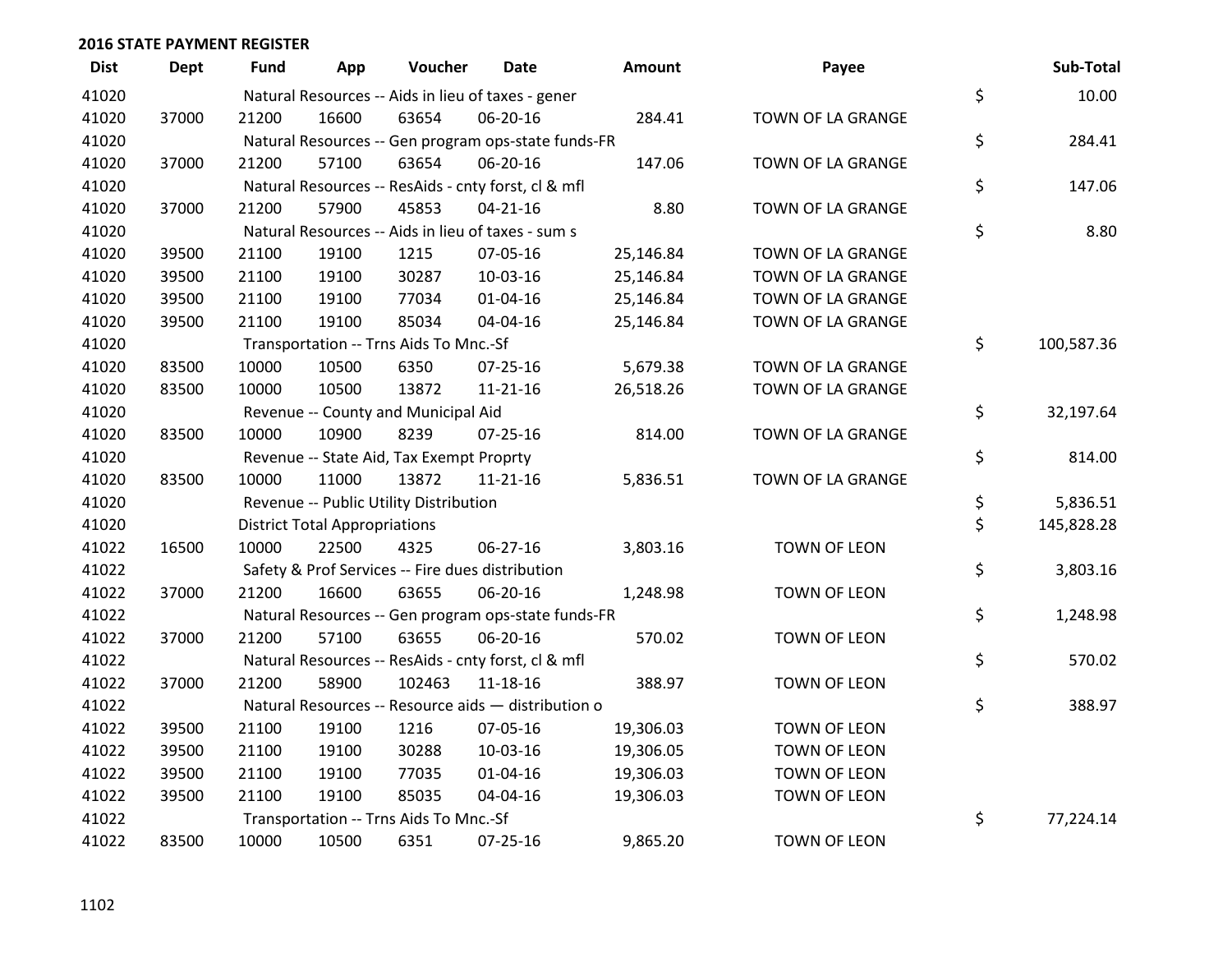## 2016 STATE PAYMENT REGISTER

| Dist | Dept | Fund | App | Voucher | Date | Amount | Payee | | Sub-Total |
|---|---|---|---|---|---|---|---|---|---|
| 41020 | | Natural Resources -- Aids in lieu of taxes - gener | | | | | | $ | 10.00 |
| 41020 | 37000 | 21200 | 16600 | 63654 | 06-20-16 | 284.41 | TOWN OF LA GRANGE | | |
| 41020 | | Natural Resources -- Gen program ops-state funds-FR | | | | | | $ | 284.41 |
| 41020 | 37000 | 21200 | 57100 | 63654 | 06-20-16 | 147.06 | TOWN OF LA GRANGE | | |
| 41020 | | Natural Resources -- ResAids - cnty forst, cl & mfl | | | | | | $ | 147.06 |
| 41020 | 37000 | 21200 | 57900 | 45853 | 04-21-16 | 8.80 | TOWN OF LA GRANGE | | |
| 41020 | | Natural Resources -- Aids in lieu of taxes - sum s | | | | | | $ | 8.80 |
| 41020 | 39500 | 21100 | 19100 | 1215 | 07-05-16 | 25,146.84 | TOWN OF LA GRANGE | | |
| 41020 | 39500 | 21100 | 19100 | 30287 | 10-03-16 | 25,146.84 | TOWN OF LA GRANGE | | |
| 41020 | 39500 | 21100 | 19100 | 77034 | 01-04-16 | 25,146.84 | TOWN OF LA GRANGE | | |
| 41020 | 39500 | 21100 | 19100 | 85034 | 04-04-16 | 25,146.84 | TOWN OF LA GRANGE | | |
| 41020 | | Transportation -- Trns Aids To Mnc.-Sf | | | | | | $ | 100,587.36 |
| 41020 | 83500 | 10000 | 10500 | 6350 | 07-25-16 | 5,679.38 | TOWN OF LA GRANGE | | |
| 41020 | 83500 | 10000 | 10500 | 13872 | 11-21-16 | 26,518.26 | TOWN OF LA GRANGE | | |
| 41020 | | Revenue -- County and Municipal Aid | | | | | | $ | 32,197.64 |
| 41020 | 83500 | 10000 | 10900 | 8239 | 07-25-16 | 814.00 | TOWN OF LA GRANGE | | |
| 41020 | | Revenue -- State Aid, Tax Exempt Proprty | | | | | | $ | 814.00 |
| 41020 | 83500 | 10000 | 11000 | 13872 | 11-21-16 | 5,836.51 | TOWN OF LA GRANGE | | |
| 41020 | | Revenue -- Public Utility Distribution | | | | | | $ | 5,836.51 |
| 41020 | | District Total Appropriations | | | | | | $ | 145,828.28 |
| 41022 | 16500 | 10000 | 22500 | 4325 | 06-27-16 | 3,803.16 | TOWN OF LEON | | |
| 41022 | | Safety & Prof Services -- Fire dues distribution | | | | | | $ | 3,803.16 |
| 41022 | 37000 | 21200 | 16600 | 63655 | 06-20-16 | 1,248.98 | TOWN OF LEON | | |
| 41022 | | Natural Resources -- Gen program ops-state funds-FR | | | | | | $ | 1,248.98 |
| 41022 | 37000 | 21200 | 57100 | 63655 | 06-20-16 | 570.02 | TOWN OF LEON | | |
| 41022 | | Natural Resources -- ResAids - cnty forst, cl & mfl | | | | | | $ | 570.02 |
| 41022 | 37000 | 21200 | 58900 | 102463 | 11-18-16 | 388.97 | TOWN OF LEON | | |
| 41022 | | Natural Resources -- Resource aids — distribution o | | | | | | $ | 388.97 |
| 41022 | 39500 | 21100 | 19100 | 1216 | 07-05-16 | 19,306.03 | TOWN OF LEON | | |
| 41022 | 39500 | 21100 | 19100 | 30288 | 10-03-16 | 19,306.05 | TOWN OF LEON | | |
| 41022 | 39500 | 21100 | 19100 | 77035 | 01-04-16 | 19,306.03 | TOWN OF LEON | | |
| 41022 | 39500 | 21100 | 19100 | 85035 | 04-04-16 | 19,306.03 | TOWN OF LEON | | |
| 41022 | | Transportation -- Trns Aids To Mnc.-Sf | | | | | | $ | 77,224.14 |
| 41022 | 83500 | 10000 | 10500 | 6351 | 07-25-16 | 9,865.20 | TOWN OF LEON | | |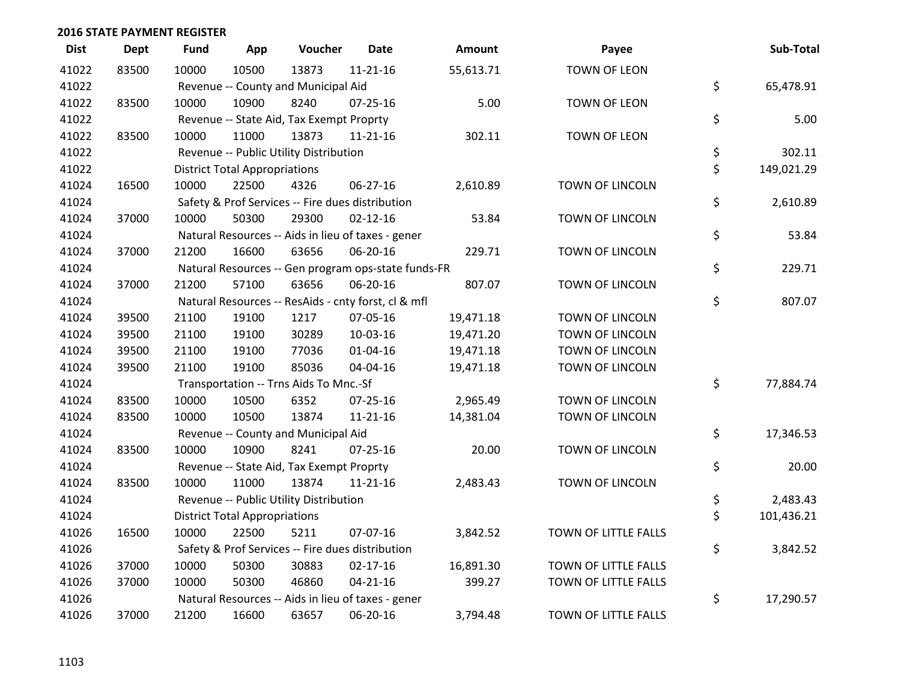## 2016 STATE PAYMENT REGISTER

| Dist | Dept | Fund | App | Voucher | Date | Amount | Payee | Sub-Total |
|---|---|---|---|---|---|---|---|---|
| 41022 | 83500 | 10000 | 10500 | 13873 | 11-21-16 | 55,613.71 | TOWN OF LEON | |
| 41022 | | Revenue -- County and Municipal Aid | | | | | | $ 65,478.91 |
| 41022 | 83500 | 10000 | 10900 | 8240 | 07-25-16 | 5.00 | TOWN OF LEON | |
| 41022 | | Revenue -- State Aid, Tax Exempt Proprty | | | | | | $ 5.00 |
| 41022 | 83500 | 10000 | 11000 | 13873 | 11-21-16 | 302.11 | TOWN OF LEON | |
| 41022 | | Revenue -- Public Utility Distribution | | | | | | $ 302.11 |
| 41022 | | District Total Appropriations | | | | | | $ 149,021.29 |
| 41024 | 16500 | 10000 | 22500 | 4326 | 06-27-16 | 2,610.89 | TOWN OF LINCOLN | |
| 41024 | | Safety & Prof Services -- Fire dues distribution | | | | | | $ 2,610.89 |
| 41024 | 37000 | 10000 | 50300 | 29300 | 02-12-16 | 53.84 | TOWN OF LINCOLN | |
| 41024 | | Natural Resources -- Aids in lieu of taxes - gener | | | | | | $ 53.84 |
| 41024 | 37000 | 21200 | 16600 | 63656 | 06-20-16 | 229.71 | TOWN OF LINCOLN | |
| 41024 | | Natural Resources -- Gen program ops-state funds-FR | | | | | | $ 229.71 |
| 41024 | 37000 | 21200 | 57100 | 63656 | 06-20-16 | 807.07 | TOWN OF LINCOLN | |
| 41024 | | Natural Resources -- ResAids - cnty forst, cl & mfl | | | | | | $ 807.07 |
| 41024 | 39500 | 21100 | 19100 | 1217 | 07-05-16 | 19,471.18 | TOWN OF LINCOLN | |
| 41024 | 39500 | 21100 | 19100 | 30289 | 10-03-16 | 19,471.20 | TOWN OF LINCOLN | |
| 41024 | 39500 | 21100 | 19100 | 77036 | 01-04-16 | 19,471.18 | TOWN OF LINCOLN | |
| 41024 | 39500 | 21100 | 19100 | 85036 | 04-04-16 | 19,471.18 | TOWN OF LINCOLN | |
| 41024 | | Transportation -- Trns Aids To Mnc.-Sf | | | | | | $ 77,884.74 |
| 41024 | 83500 | 10000 | 10500 | 6352 | 07-25-16 | 2,965.49 | TOWN OF LINCOLN | |
| 41024 | 83500 | 10000 | 10500 | 13874 | 11-21-16 | 14,381.04 | TOWN OF LINCOLN | |
| 41024 | | Revenue -- County and Municipal Aid | | | | | | $ 17,346.53 |
| 41024 | 83500 | 10000 | 10900 | 8241 | 07-25-16 | 20.00 | TOWN OF LINCOLN | |
| 41024 | | Revenue -- State Aid, Tax Exempt Proprty | | | | | | $ 20.00 |
| 41024 | 83500 | 10000 | 11000 | 13874 | 11-21-16 | 2,483.43 | TOWN OF LINCOLN | |
| 41024 | | Revenue -- Public Utility Distribution | | | | | | $ 2,483.43 |
| 41024 | | District Total Appropriations | | | | | | $ 101,436.21 |
| 41026 | 16500 | 10000 | 22500 | 5211 | 07-07-16 | 3,842.52 | TOWN OF LITTLE FALLS | |
| 41026 | | Safety & Prof Services -- Fire dues distribution | | | | | | $ 3,842.52 |
| 41026 | 37000 | 10000 | 50300 | 30883 | 02-17-16 | 16,891.30 | TOWN OF LITTLE FALLS | |
| 41026 | 37000 | 10000 | 50300 | 46860 | 04-21-16 | 399.27 | TOWN OF LITTLE FALLS | |
| 41026 | | Natural Resources -- Aids in lieu of taxes - gener | | | | | | $ 17,290.57 |
| 41026 | 37000 | 21200 | 16600 | 63657 | 06-20-16 | 3,794.48 | TOWN OF LITTLE FALLS | |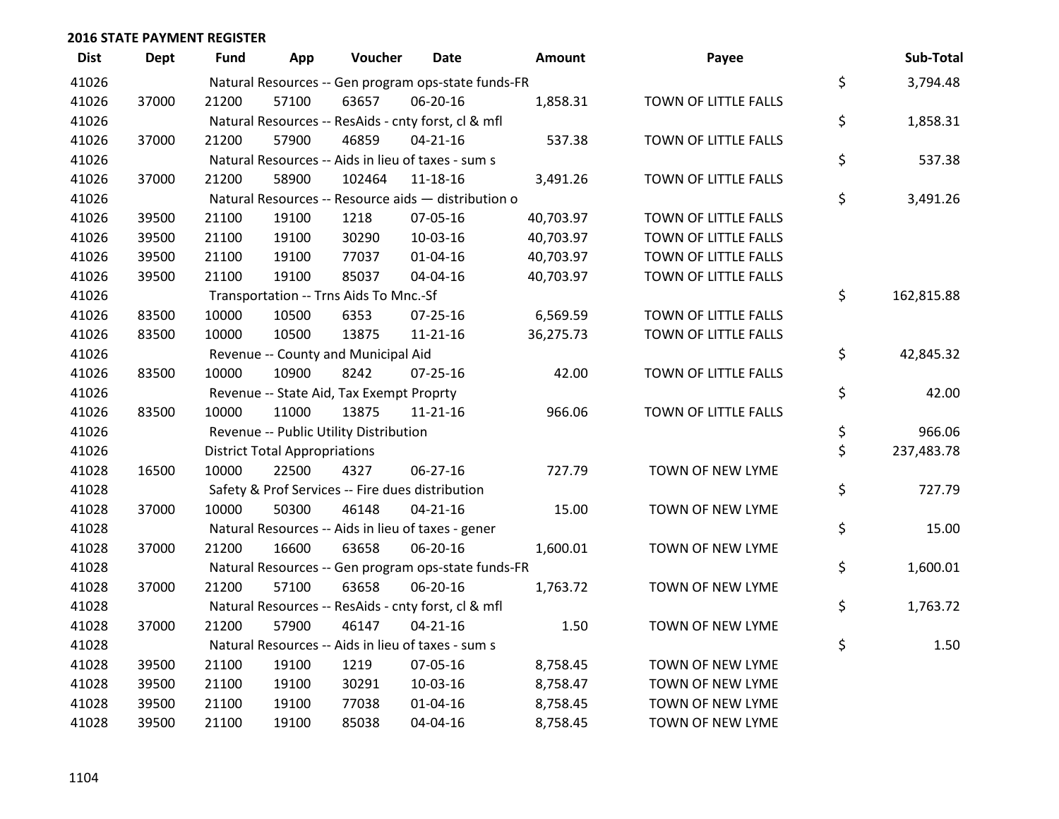## 2016 STATE PAYMENT REGISTER

| Dist | Dept | Fund | App | Voucher | Date | Amount | Payee | Sub-Total |
|---|---|---|---|---|---|---|---|---|
| 41026 | | Natural Resources -- Gen program ops-state funds-FR | | | | | | $ 3,794.48 |
| 41026 | 37000 | 21200 | 57100 | 63657 | 06-20-16 | 1,858.31 | TOWN OF LITTLE FALLS | |
| 41026 | | Natural Resources -- ResAids - cnty forst, cl & mfl | | | | | | $ 1,858.31 |
| 41026 | 37000 | 21200 | 57900 | 46859 | 04-21-16 | 537.38 | TOWN OF LITTLE FALLS | |
| 41026 | | Natural Resources -- Aids in lieu of taxes - sum s | | | | | | $ 537.38 |
| 41026 | 37000 | 21200 | 58900 | 102464 | 11-18-16 | 3,491.26 | TOWN OF LITTLE FALLS | |
| 41026 | | Natural Resources -- Resource aids — distribution o | | | | | | $ 3,491.26 |
| 41026 | 39500 | 21100 | 19100 | 1218 | 07-05-16 | 40,703.97 | TOWN OF LITTLE FALLS | |
| 41026 | 39500 | 21100 | 19100 | 30290 | 10-03-16 | 40,703.97 | TOWN OF LITTLE FALLS | |
| 41026 | 39500 | 21100 | 19100 | 77037 | 01-04-16 | 40,703.97 | TOWN OF LITTLE FALLS | |
| 41026 | 39500 | 21100 | 19100 | 85037 | 04-04-16 | 40,703.97 | TOWN OF LITTLE FALLS | |
| 41026 | | Transportation -- Trns Aids To Mnc.-Sf | | | | | | $ 162,815.88 |
| 41026 | 83500 | 10000 | 10500 | 6353 | 07-25-16 | 6,569.59 | TOWN OF LITTLE FALLS | |
| 41026 | 83500 | 10000 | 10500 | 13875 | 11-21-16 | 36,275.73 | TOWN OF LITTLE FALLS | |
| 41026 | | Revenue -- County and Municipal Aid | | | | | | $ 42,845.32 |
| 41026 | 83500 | 10000 | 10900 | 8242 | 07-25-16 | 42.00 | TOWN OF LITTLE FALLS | |
| 41026 | | Revenue -- State Aid, Tax Exempt Proprty | | | | | | $ 42.00 |
| 41026 | 83500 | 10000 | 11000 | 13875 | 11-21-16 | 966.06 | TOWN OF LITTLE FALLS | |
| 41026 | | Revenue -- Public Utility Distribution | | | | | | $ 966.06 |
| 41026 | | District Total Appropriations | | | | | | $ 237,483.78 |
| 41028 | 16500 | 10000 | 22500 | 4327 | 06-27-16 | 727.79 | TOWN OF NEW LYME | |
| 41028 | | Safety & Prof Services -- Fire dues distribution | | | | | | $ 727.79 |
| 41028 | 37000 | 10000 | 50300 | 46148 | 04-21-16 | 15.00 | TOWN OF NEW LYME | |
| 41028 | | Natural Resources -- Aids in lieu of taxes - gener | | | | | | $ 15.00 |
| 41028 | 37000 | 21200 | 16600 | 63658 | 06-20-16 | 1,600.01 | TOWN OF NEW LYME | |
| 41028 | | Natural Resources -- Gen program ops-state funds-FR | | | | | | $ 1,600.01 |
| 41028 | 37000 | 21200 | 57100 | 63658 | 06-20-16 | 1,763.72 | TOWN OF NEW LYME | |
| 41028 | | Natural Resources -- ResAids - cnty forst, cl & mfl | | | | | | $ 1,763.72 |
| 41028 | 37000 | 21200 | 57900 | 46147 | 04-21-16 | 1.50 | TOWN OF NEW LYME | |
| 41028 | | Natural Resources -- Aids in lieu of taxes - sum s | | | | | | $ 1.50 |
| 41028 | 39500 | 21100 | 19100 | 1219 | 07-05-16 | 8,758.45 | TOWN OF NEW LYME | |
| 41028 | 39500 | 21100 | 19100 | 30291 | 10-03-16 | 8,758.47 | TOWN OF NEW LYME | |
| 41028 | 39500 | 21100 | 19100 | 77038 | 01-04-16 | 8,758.45 | TOWN OF NEW LYME | |
| 41028 | 39500 | 21100 | 19100 | 85038 | 04-04-16 | 8,758.45 | TOWN OF NEW LYME | |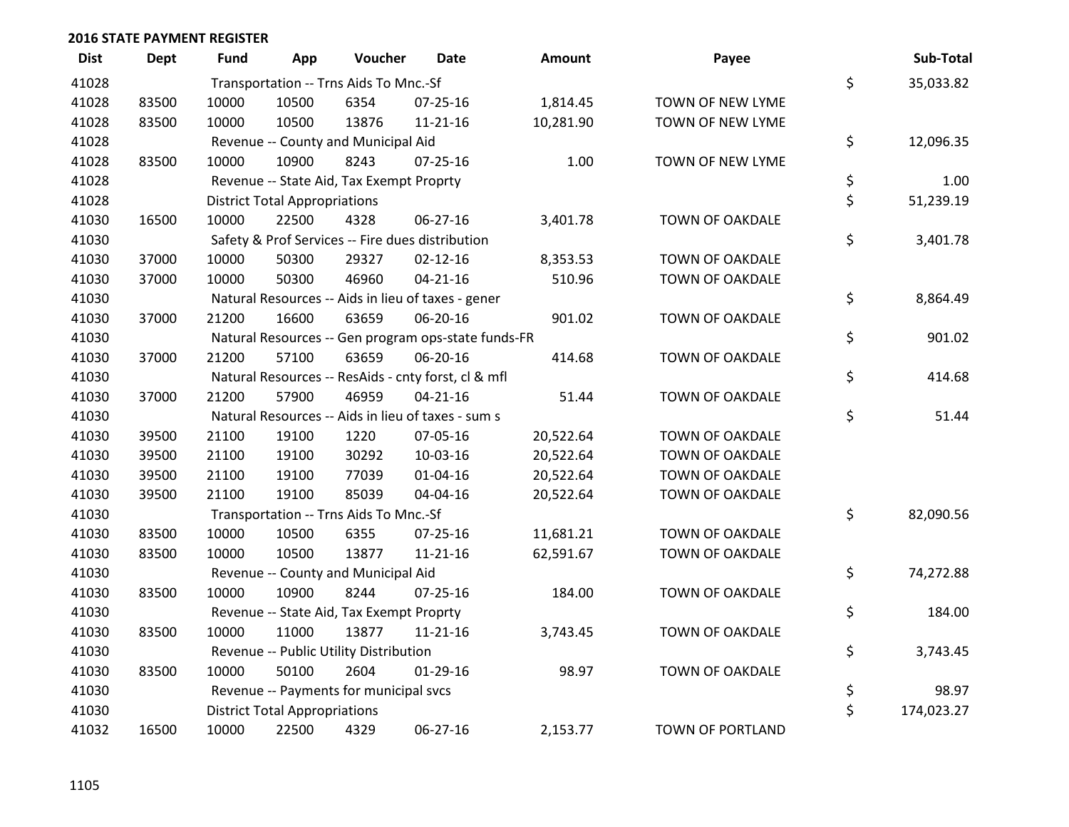## 2016 STATE PAYMENT REGISTER

| Dist | Dept | Fund | App | Voucher | Date | Amount | Payee | | Sub-Total |
|---|---|---|---|---|---|---|---|---|---|
| 41028 | | Transportation -- Trns Aids To Mnc.-Sf | | | | | | $ | 35,033.82 |
| 41028 | 83500 | 10000 | 10500 | 6354 | 07-25-16 | 1,814.45 | TOWN OF NEW LYME | | |
| 41028 | 83500 | 10000 | 10500 | 13876 | 11-21-16 | 10,281.90 | TOWN OF NEW LYME | | |
| 41028 | | Revenue -- County and Municipal Aid | | | | | | $ | 12,096.35 |
| 41028 | 83500 | 10000 | 10900 | 8243 | 07-25-16 | 1.00 | TOWN OF NEW LYME | | |
| 41028 | | Revenue -- State Aid, Tax Exempt Proprty | | | | | | $ | 1.00 |
| 41028 | | District Total Appropriations | | | | | | $ | 51,239.19 |
| 41030 | 16500 | 10000 | 22500 | 4328 | 06-27-16 | 3,401.78 | TOWN OF OAKDALE | | |
| 41030 | | Safety & Prof Services -- Fire dues distribution | | | | | | $ | 3,401.78 |
| 41030 | 37000 | 10000 | 50300 | 29327 | 02-12-16 | 8,353.53 | TOWN OF OAKDALE | | |
| 41030 | 37000 | 10000 | 50300 | 46960 | 04-21-16 | 510.96 | TOWN OF OAKDALE | | |
| 41030 | | Natural Resources -- Aids in lieu of taxes - gener | | | | | | $ | 8,864.49 |
| 41030 | 37000 | 21200 | 16600 | 63659 | 06-20-16 | 901.02 | TOWN OF OAKDALE | | |
| 41030 | | Natural Resources -- Gen program ops-state funds-FR | | | | | | $ | 901.02 |
| 41030 | 37000 | 21200 | 57100 | 63659 | 06-20-16 | 414.68 | TOWN OF OAKDALE | | |
| 41030 | | Natural Resources -- ResAids - cnty forst, cl & mfl | | | | | | $ | 414.68 |
| 41030 | 37000 | 21200 | 57900 | 46959 | 04-21-16 | 51.44 | TOWN OF OAKDALE | | |
| 41030 | | Natural Resources -- Aids in lieu of taxes - sum s | | | | | | $ | 51.44 |
| 41030 | 39500 | 21100 | 19100 | 1220 | 07-05-16 | 20,522.64 | TOWN OF OAKDALE | | |
| 41030 | 39500 | 21100 | 19100 | 30292 | 10-03-16 | 20,522.64 | TOWN OF OAKDALE | | |
| 41030 | 39500 | 21100 | 19100 | 77039 | 01-04-16 | 20,522.64 | TOWN OF OAKDALE | | |
| 41030 | 39500 | 21100 | 19100 | 85039 | 04-04-16 | 20,522.64 | TOWN OF OAKDALE | | |
| 41030 | | Transportation -- Trns Aids To Mnc.-Sf | | | | | | $ | 82,090.56 |
| 41030 | 83500 | 10000 | 10500 | 6355 | 07-25-16 | 11,681.21 | TOWN OF OAKDALE | | |
| 41030 | 83500 | 10000 | 10500 | 13877 | 11-21-16 | 62,591.67 | TOWN OF OAKDALE | | |
| 41030 | | Revenue -- County and Municipal Aid | | | | | | $ | 74,272.88 |
| 41030 | 83500 | 10000 | 10900 | 8244 | 07-25-16 | 184.00 | TOWN OF OAKDALE | | |
| 41030 | | Revenue -- State Aid, Tax Exempt Proprty | | | | | | $ | 184.00 |
| 41030 | 83500 | 10000 | 11000 | 13877 | 11-21-16 | 3,743.45 | TOWN OF OAKDALE | | |
| 41030 | | Revenue -- Public Utility Distribution | | | | | | $ | 3,743.45 |
| 41030 | 83500 | 10000 | 50100 | 2604 | 01-29-16 | 98.97 | TOWN OF OAKDALE | | |
| 41030 | | Revenue -- Payments for municipal svcs | | | | | | $ | 98.97 |
| 41030 | | District Total Appropriations | | | | | | $ | 174,023.27 |
| 41032 | 16500 | 10000 | 22500 | 4329 | 06-27-16 | 2,153.77 | TOWN OF PORTLAND | | |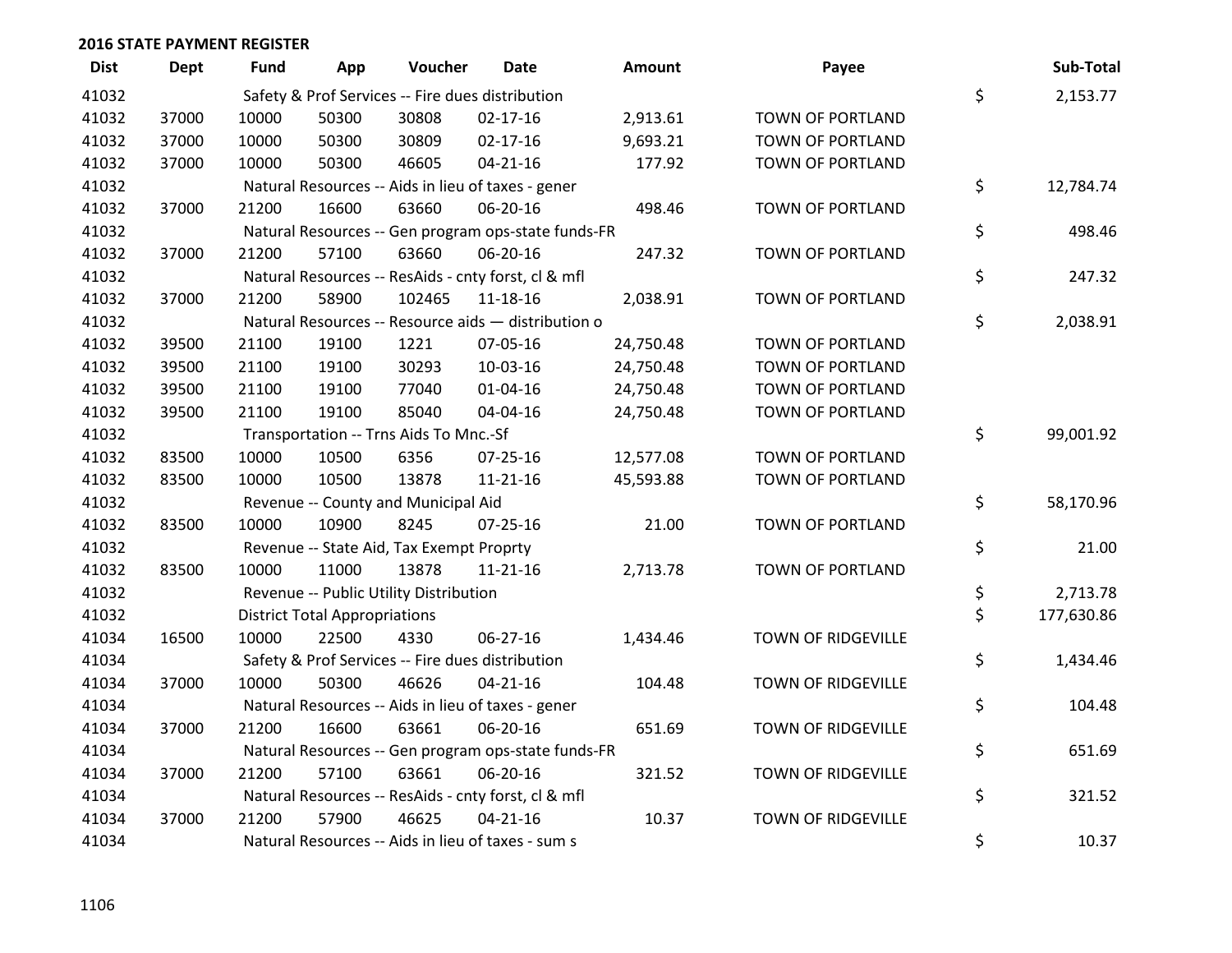## 2016 STATE PAYMENT REGISTER

| Dist | Dept | Fund | App | Voucher | Date | Amount | Payee | Sub-Total |
|---|---|---|---|---|---|---|---|---|
| 41032 | | Safety & Prof Services -- Fire dues distribution | | | | | | $ 2,153.77 |
| 41032 | 37000 | 10000 | 50300 | 30808 | 02-17-16 | 2,913.61 | TOWN OF PORTLAND | |
| 41032 | 37000 | 10000 | 50300 | 30809 | 02-17-16 | 9,693.21 | TOWN OF PORTLAND | |
| 41032 | 37000 | 10000 | 50300 | 46605 | 04-21-16 | 177.92 | TOWN OF PORTLAND | |
| 41032 | | Natural Resources -- Aids in lieu of taxes - gener | | | | | | $ 12,784.74 |
| 41032 | 37000 | 21200 | 16600 | 63660 | 06-20-16 | 498.46 | TOWN OF PORTLAND | |
| 41032 | | Natural Resources -- Gen program ops-state funds-FR | | | | | | $ 498.46 |
| 41032 | 37000 | 21200 | 57100 | 63660 | 06-20-16 | 247.32 | TOWN OF PORTLAND | |
| 41032 | | Natural Resources -- ResAids - cnty forst, cl & mfl | | | | | | $ 247.32 |
| 41032 | 37000 | 21200 | 58900 | 102465 | 11-18-16 | 2,038.91 | TOWN OF PORTLAND | |
| 41032 | | Natural Resources -- Resource aids — distribution o | | | | | | $ 2,038.91 |
| 41032 | 39500 | 21100 | 19100 | 1221 | 07-05-16 | 24,750.48 | TOWN OF PORTLAND | |
| 41032 | 39500 | 21100 | 19100 | 30293 | 10-03-16 | 24,750.48 | TOWN OF PORTLAND | |
| 41032 | 39500 | 21100 | 19100 | 77040 | 01-04-16 | 24,750.48 | TOWN OF PORTLAND | |
| 41032 | 39500 | 21100 | 19100 | 85040 | 04-04-16 | 24,750.48 | TOWN OF PORTLAND | |
| 41032 | | Transportation -- Trns Aids To Mnc.-Sf | | | | | | $ 99,001.92 |
| 41032 | 83500 | 10000 | 10500 | 6356 | 07-25-16 | 12,577.08 | TOWN OF PORTLAND | |
| 41032 | 83500 | 10000 | 10500 | 13878 | 11-21-16 | 45,593.88 | TOWN OF PORTLAND | |
| 41032 | | Revenue -- County and Municipal Aid | | | | | | $ 58,170.96 |
| 41032 | 83500 | 10000 | 10900 | 8245 | 07-25-16 | 21.00 | TOWN OF PORTLAND | |
| 41032 | | Revenue -- State Aid, Tax Exempt Proprty | | | | | | $ 21.00 |
| 41032 | 83500 | 10000 | 11000 | 13878 | 11-21-16 | 2,713.78 | TOWN OF PORTLAND | |
| 41032 | | Revenue -- Public Utility Distribution | | | | | | $ 2,713.78 |
| 41032 | | District Total Appropriations | | | | | | $ 177,630.86 |
| 41034 | 16500 | 10000 | 22500 | 4330 | 06-27-16 | 1,434.46 | TOWN OF RIDGEVILLE | |
| 41034 | | Safety & Prof Services -- Fire dues distribution | | | | | | $ 1,434.46 |
| 41034 | 37000 | 10000 | 50300 | 46626 | 04-21-16 | 104.48 | TOWN OF RIDGEVILLE | |
| 41034 | | Natural Resources -- Aids in lieu of taxes - gener | | | | | | $ 104.48 |
| 41034 | 37000 | 21200 | 16600 | 63661 | 06-20-16 | 651.69 | TOWN OF RIDGEVILLE | |
| 41034 | | Natural Resources -- Gen program ops-state funds-FR | | | | | | $ 651.69 |
| 41034 | 37000 | 21200 | 57100 | 63661 | 06-20-16 | 321.52 | TOWN OF RIDGEVILLE | |
| 41034 | | Natural Resources -- ResAids - cnty forst, cl & mfl | | | | | | $ 321.52 |
| 41034 | 37000 | 21200 | 57900 | 46625 | 04-21-16 | 10.37 | TOWN OF RIDGEVILLE | |
| 41034 | | Natural Resources -- Aids in lieu of taxes - sum s | | | | | | $ 10.37 |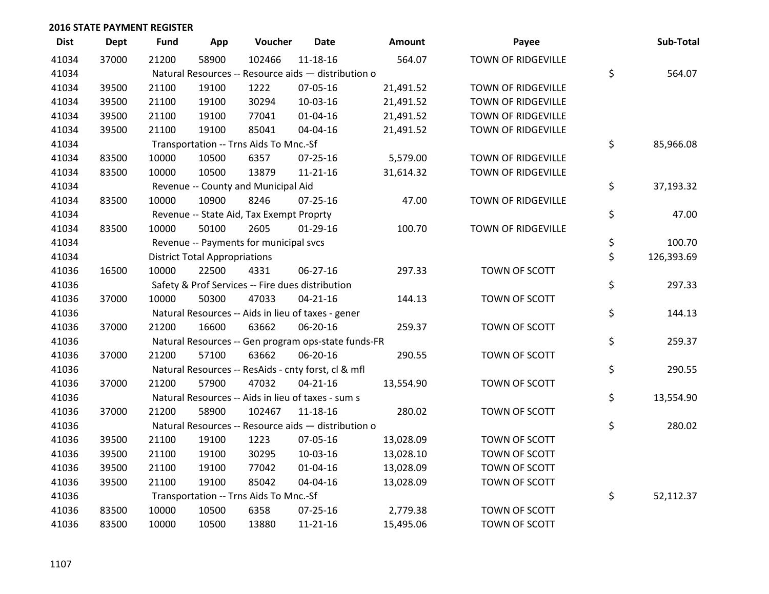## 2016 STATE PAYMENT REGISTER

| Dist | Dept | Fund | App | Voucher | Date | Amount | Payee | Sub-Total |
|---|---|---|---|---|---|---|---|---|
| 41034 | 37000 | 21200 | 58900 | 102466 | 11-18-16 | 564.07 | TOWN OF RIDGEVILLE | |
| 41034 | | Natural Resources -- Resource aids — distribution o | | | | | | $ 564.07 |
| 41034 | 39500 | 21100 | 19100 | 1222 | 07-05-16 | 21,491.52 | TOWN OF RIDGEVILLE | |
| 41034 | 39500 | 21100 | 19100 | 30294 | 10-03-16 | 21,491.52 | TOWN OF RIDGEVILLE | |
| 41034 | 39500 | 21100 | 19100 | 77041 | 01-04-16 | 21,491.52 | TOWN OF RIDGEVILLE | |
| 41034 | 39500 | 21100 | 19100 | 85041 | 04-04-16 | 21,491.52 | TOWN OF RIDGEVILLE | |
| 41034 | | Transportation -- Trns Aids To Mnc.-Sf | | | | | | $ 85,966.08 |
| 41034 | 83500 | 10000 | 10500 | 6357 | 07-25-16 | 5,579.00 | TOWN OF RIDGEVILLE | |
| 41034 | 83500 | 10000 | 10500 | 13879 | 11-21-16 | 31,614.32 | TOWN OF RIDGEVILLE | |
| 41034 | | Revenue -- County and Municipal Aid | | | | | | $ 37,193.32 |
| 41034 | 83500 | 10000 | 10900 | 8246 | 07-25-16 | 47.00 | TOWN OF RIDGEVILLE | |
| 41034 | | Revenue -- State Aid, Tax Exempt Proprty | | | | | | $ 47.00 |
| 41034 | 83500 | 10000 | 50100 | 2605 | 01-29-16 | 100.70 | TOWN OF RIDGEVILLE | |
| 41034 | | Revenue -- Payments for municipal svcs | | | | | | $ 100.70 |
| 41034 | | District Total Appropriations | | | | | | $ 126,393.69 |
| 41036 | 16500 | 10000 | 22500 | 4331 | 06-27-16 | 297.33 | TOWN OF SCOTT | |
| 41036 | | Safety & Prof Services -- Fire dues distribution | | | | | | $ 297.33 |
| 41036 | 37000 | 10000 | 50300 | 47033 | 04-21-16 | 144.13 | TOWN OF SCOTT | |
| 41036 | | Natural Resources -- Aids in lieu of taxes - gener | | | | | | $ 144.13 |
| 41036 | 37000 | 21200 | 16600 | 63662 | 06-20-16 | 259.37 | TOWN OF SCOTT | |
| 41036 | | Natural Resources -- Gen program ops-state funds-FR | | | | | | $ 259.37 |
| 41036 | 37000 | 21200 | 57100 | 63662 | 06-20-16 | 290.55 | TOWN OF SCOTT | |
| 41036 | | Natural Resources -- ResAids - cnty forst, cl & mfl | | | | | | $ 290.55 |
| 41036 | 37000 | 21200 | 57900 | 47032 | 04-21-16 | 13,554.90 | TOWN OF SCOTT | |
| 41036 | | Natural Resources -- Aids in lieu of taxes - sum s | | | | | | $ 13,554.90 |
| 41036 | 37000 | 21200 | 58900 | 102467 | 11-18-16 | 280.02 | TOWN OF SCOTT | |
| 41036 | | Natural Resources -- Resource aids — distribution o | | | | | | $ 280.02 |
| 41036 | 39500 | 21100 | 19100 | 1223 | 07-05-16 | 13,028.09 | TOWN OF SCOTT | |
| 41036 | 39500 | 21100 | 19100 | 30295 | 10-03-16 | 13,028.10 | TOWN OF SCOTT | |
| 41036 | 39500 | 21100 | 19100 | 77042 | 01-04-16 | 13,028.09 | TOWN OF SCOTT | |
| 41036 | 39500 | 21100 | 19100 | 85042 | 04-04-16 | 13,028.09 | TOWN OF SCOTT | |
| 41036 | | Transportation -- Trns Aids To Mnc.-Sf | | | | | | $ 52,112.37 |
| 41036 | 83500 | 10000 | 10500 | 6358 | 07-25-16 | 2,779.38 | TOWN OF SCOTT | |
| 41036 | 83500 | 10000 | 10500 | 13880 | 11-21-16 | 15,495.06 | TOWN OF SCOTT | |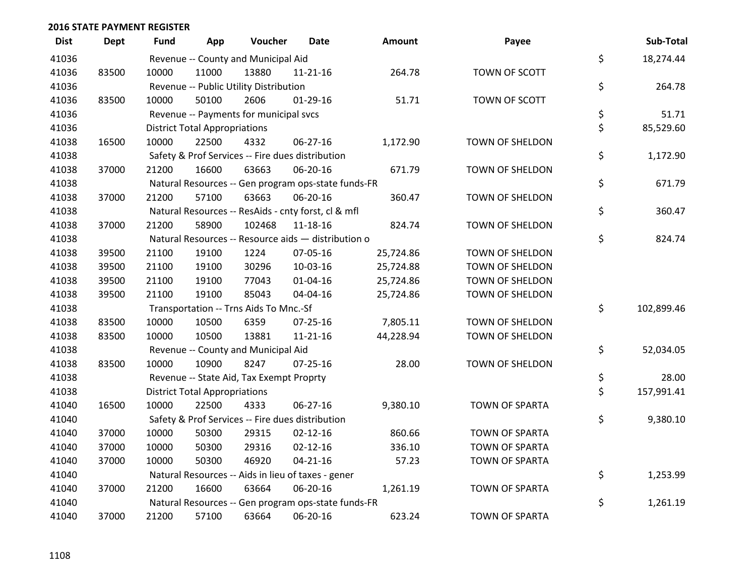## 2016 STATE PAYMENT REGISTER

| Dist | Dept | Fund | App | Voucher | Date | Amount | Payee | | Sub-Total |
|---|---|---|---|---|---|---|---|---|---|
| 41036 | | Revenue -- County and Municipal Aid | | | | | | $ | 18,274.44 |
| 41036 | 83500 | 10000 | 11000 | 13880 | 11-21-16 | 264.78 | TOWN OF SCOTT | | |
| 41036 | | Revenue -- Public Utility Distribution | | | | | | $ | 264.78 |
| 41036 | 83500 | 10000 | 50100 | 2606 | 01-29-16 | 51.71 | TOWN OF SCOTT | | |
| 41036 | | Revenue -- Payments for municipal svcs | | | | | | $ | 51.71 |
| 41036 | | District Total Appropriations | | | | | | $ | 85,529.60 |
| 41038 | 16500 | 10000 | 22500 | 4332 | 06-27-16 | 1,172.90 | TOWN OF SHELDON | | |
| 41038 | | Safety & Prof Services -- Fire dues distribution | | | | | | $ | 1,172.90 |
| 41038 | 37000 | 21200 | 16600 | 63663 | 06-20-16 | 671.79 | TOWN OF SHELDON | | |
| 41038 | | Natural Resources -- Gen program ops-state funds-FR | | | | | | $ | 671.79 |
| 41038 | 37000 | 21200 | 57100 | 63663 | 06-20-16 | 360.47 | TOWN OF SHELDON | | |
| 41038 | | Natural Resources -- ResAids - cnty forst, cl & mfl | | | | | | $ | 360.47 |
| 41038 | 37000 | 21200 | 58900 | 102468 | 11-18-16 | 824.74 | TOWN OF SHELDON | | |
| 41038 | | Natural Resources -- Resource aids — distribution o | | | | | | $ | 824.74 |
| 41038 | 39500 | 21100 | 19100 | 1224 | 07-05-16 | 25,724.86 | TOWN OF SHELDON | | |
| 41038 | 39500 | 21100 | 19100 | 30296 | 10-03-16 | 25,724.88 | TOWN OF SHELDON | | |
| 41038 | 39500 | 21100 | 19100 | 77043 | 01-04-16 | 25,724.86 | TOWN OF SHELDON | | |
| 41038 | 39500 | 21100 | 19100 | 85043 | 04-04-16 | 25,724.86 | TOWN OF SHELDON | | |
| 41038 | | Transportation -- Trns Aids To Mnc.-Sf | | | | | | $ | 102,899.46 |
| 41038 | 83500 | 10000 | 10500 | 6359 | 07-25-16 | 7,805.11 | TOWN OF SHELDON | | |
| 41038 | 83500 | 10000 | 10500 | 13881 | 11-21-16 | 44,228.94 | TOWN OF SHELDON | | |
| 41038 | | Revenue -- County and Municipal Aid | | | | | | $ | 52,034.05 |
| 41038 | 83500 | 10000 | 10900 | 8247 | 07-25-16 | 28.00 | TOWN OF SHELDON | | |
| 41038 | | Revenue -- State Aid, Tax Exempt Proprty | | | | | | $ | 28.00 |
| 41038 | | District Total Appropriations | | | | | | $ | 157,991.41 |
| 41040 | 16500 | 10000 | 22500 | 4333 | 06-27-16 | 9,380.10 | TOWN OF SPARTA | | |
| 41040 | | Safety & Prof Services -- Fire dues distribution | | | | | | $ | 9,380.10 |
| 41040 | 37000 | 10000 | 50300 | 29315 | 02-12-16 | 860.66 | TOWN OF SPARTA | | |
| 41040 | 37000 | 10000 | 50300 | 29316 | 02-12-16 | 336.10 | TOWN OF SPARTA | | |
| 41040 | 37000 | 10000 | 50300 | 46920 | 04-21-16 | 57.23 | TOWN OF SPARTA | | |
| 41040 | | Natural Resources -- Aids in lieu of taxes - gener | | | | | | $ | 1,253.99 |
| 41040 | 37000 | 21200 | 16600 | 63664 | 06-20-16 | 1,261.19 | TOWN OF SPARTA | | |
| 41040 | | Natural Resources -- Gen program ops-state funds-FR | | | | | | $ | 1,261.19 |
| 41040 | 37000 | 21200 | 57100 | 63664 | 06-20-16 | 623.24 | TOWN OF SPARTA | | |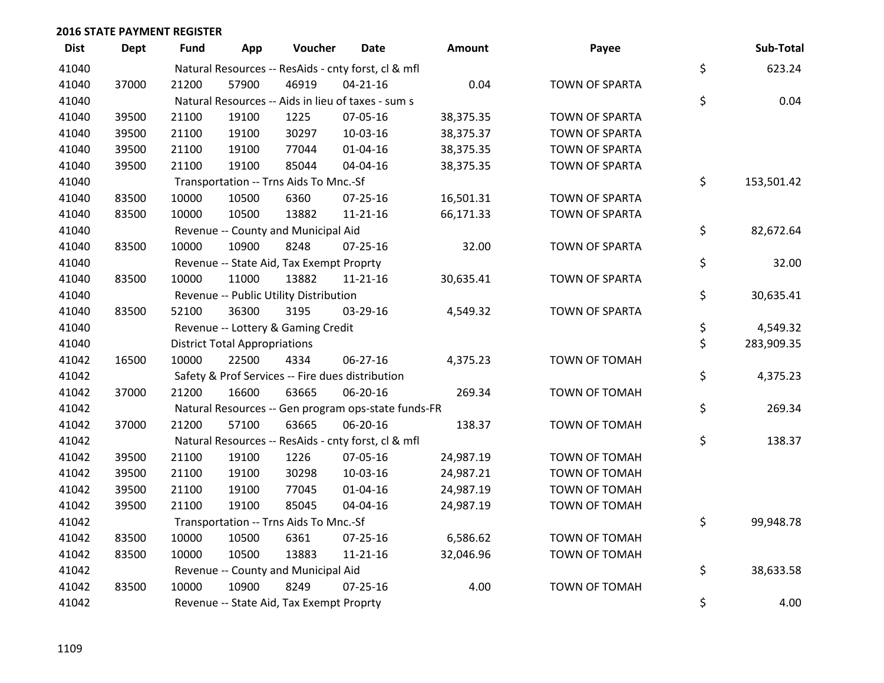## 2016 STATE PAYMENT REGISTER

| Dist | Dept | Fund | App | Voucher | Date | Amount | Payee | | Sub-Total |
|---|---|---|---|---|---|---|---|---|---|
| 41040 | | Natural Resources -- ResAids - cnty forst, cl & mfl | | | | | | $ | 623.24 |
| 41040 | 37000 | 21200 | 57900 | 46919 | 04-21-16 | 0.04 | TOWN OF SPARTA | | |
| 41040 | | Natural Resources -- Aids in lieu of taxes - sum s | | | | | | $ | 0.04 |
| 41040 | 39500 | 21100 | 19100 | 1225 | 07-05-16 | 38,375.35 | TOWN OF SPARTA | | |
| 41040 | 39500 | 21100 | 19100 | 30297 | 10-03-16 | 38,375.37 | TOWN OF SPARTA | | |
| 41040 | 39500 | 21100 | 19100 | 77044 | 01-04-16 | 38,375.35 | TOWN OF SPARTA | | |
| 41040 | 39500 | 21100 | 19100 | 85044 | 04-04-16 | 38,375.35 | TOWN OF SPARTA | | |
| 41040 | | Transportation -- Trns Aids To Mnc.-Sf | | | | | | $ | 153,501.42 |
| 41040 | 83500 | 10000 | 10500 | 6360 | 07-25-16 | 16,501.31 | TOWN OF SPARTA | | |
| 41040 | 83500 | 10000 | 10500 | 13882 | 11-21-16 | 66,171.33 | TOWN OF SPARTA | | |
| 41040 | | Revenue -- County and Municipal Aid | | | | | | $ | 82,672.64 |
| 41040 | 83500 | 10000 | 10900 | 8248 | 07-25-16 | 32.00 | TOWN OF SPARTA | | |
| 41040 | | Revenue -- State Aid, Tax Exempt Proprty | | | | | | $ | 32.00 |
| 41040 | 83500 | 10000 | 11000 | 13882 | 11-21-16 | 30,635.41 | TOWN OF SPARTA | | |
| 41040 | | Revenue -- Public Utility Distribution | | | | | | $ | 30,635.41 |
| 41040 | 83500 | 52100 | 36300 | 3195 | 03-29-16 | 4,549.32 | TOWN OF SPARTA | | |
| 41040 | | Revenue -- Lottery & Gaming Credit | | | | | | $ | 4,549.32 |
| 41040 | | District Total Appropriations | | | | | | $ | 283,909.35 |
| 41042 | 16500 | 10000 | 22500 | 4334 | 06-27-16 | 4,375.23 | TOWN OF TOMAH | | |
| 41042 | | Safety & Prof Services -- Fire dues distribution | | | | | | $ | 4,375.23 |
| 41042 | 37000 | 21200 | 16600 | 63665 | 06-20-16 | 269.34 | TOWN OF TOMAH | | |
| 41042 | | Natural Resources -- Gen program ops-state funds-FR | | | | | | $ | 269.34 |
| 41042 | 37000 | 21200 | 57100 | 63665 | 06-20-16 | 138.37 | TOWN OF TOMAH | | |
| 41042 | | Natural Resources -- ResAids - cnty forst, cl & mfl | | | | | | $ | 138.37 |
| 41042 | 39500 | 21100 | 19100 | 1226 | 07-05-16 | 24,987.19 | TOWN OF TOMAH | | |
| 41042 | 39500 | 21100 | 19100 | 30298 | 10-03-16 | 24,987.21 | TOWN OF TOMAH | | |
| 41042 | 39500 | 21100 | 19100 | 77045 | 01-04-16 | 24,987.19 | TOWN OF TOMAH | | |
| 41042 | 39500 | 21100 | 19100 | 85045 | 04-04-16 | 24,987.19 | TOWN OF TOMAH | | |
| 41042 | | Transportation -- Trns Aids To Mnc.-Sf | | | | | | $ | 99,948.78 |
| 41042 | 83500 | 10000 | 10500 | 6361 | 07-25-16 | 6,586.62 | TOWN OF TOMAH | | |
| 41042 | 83500 | 10000 | 10500 | 13883 | 11-21-16 | 32,046.96 | TOWN OF TOMAH | | |
| 41042 | | Revenue -- County and Municipal Aid | | | | | | $ | 38,633.58 |
| 41042 | 83500 | 10000 | 10900 | 8249 | 07-25-16 | 4.00 | TOWN OF TOMAH | | |
| 41042 | | Revenue -- State Aid, Tax Exempt Proprty | | | | | | $ | 4.00 |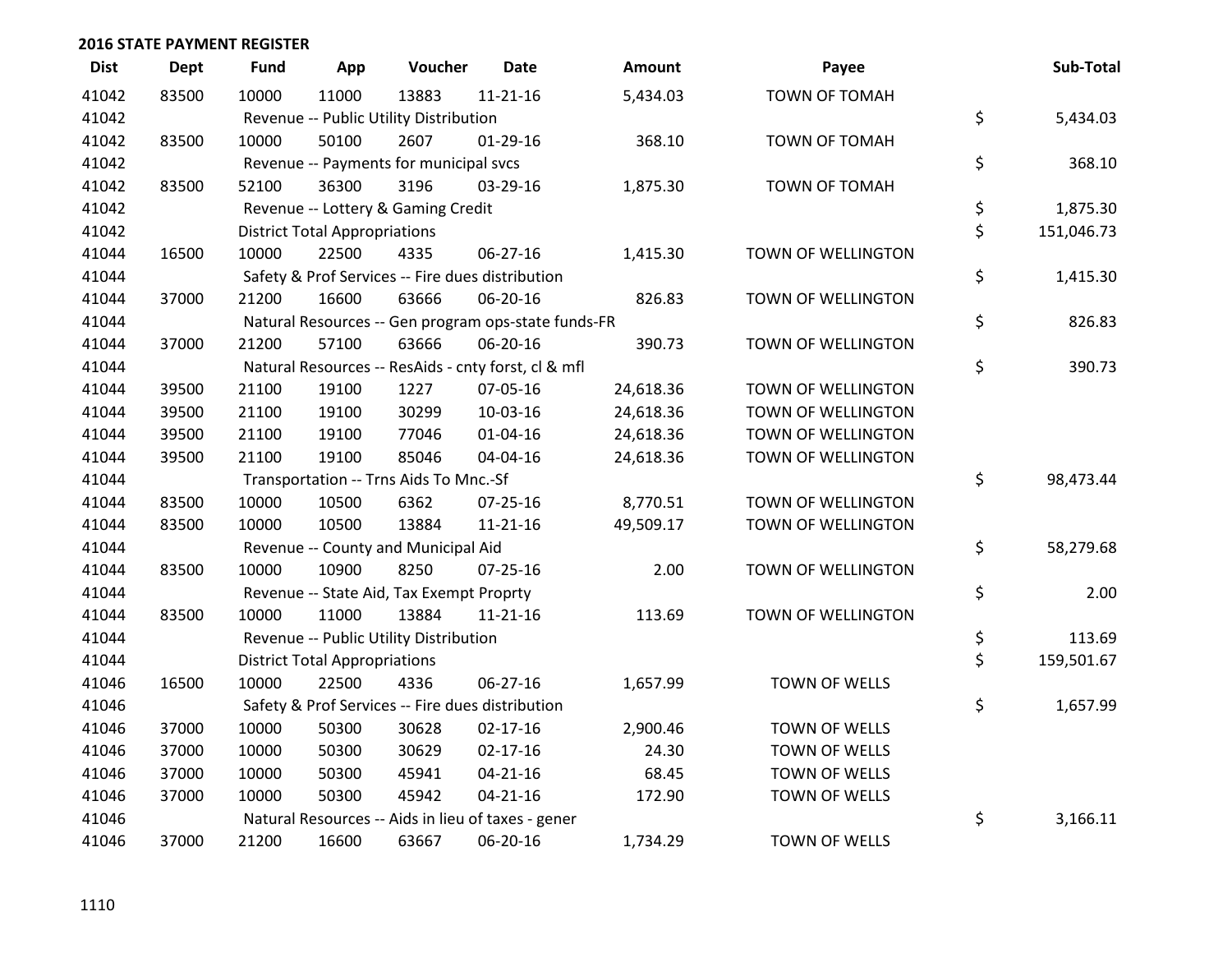## 2016 STATE PAYMENT REGISTER

| Dist | Dept | Fund | App | Voucher | Date | Amount | Payee | Sub-Total |
|---|---|---|---|---|---|---|---|---|
| 41042 | 83500 | 10000 | 11000 | 13883 | 11-21-16 | 5,434.03 | TOWN OF TOMAH | |
| 41042 | | Revenue -- Public Utility Distribution | | | | | | $ 5,434.03 |
| 41042 | 83500 | 10000 | 50100 | 2607 | 01-29-16 | 368.10 | TOWN OF TOMAH | |
| 41042 | | Revenue -- Payments for municipal svcs | | | | | | $ 368.10 |
| 41042 | 83500 | 52100 | 36300 | 3196 | 03-29-16 | 1,875.30 | TOWN OF TOMAH | |
| 41042 | | Revenue -- Lottery & Gaming Credit | | | | | | $ 1,875.30 |
| 41042 | | District Total Appropriations | | | | | | $ 151,046.73 |
| 41044 | 16500 | 10000 | 22500 | 4335 | 06-27-16 | 1,415.30 | TOWN OF WELLINGTON | |
| 41044 | | Safety & Prof Services -- Fire dues distribution | | | | | | $ 1,415.30 |
| 41044 | 37000 | 21200 | 16600 | 63666 | 06-20-16 | 826.83 | TOWN OF WELLINGTON | |
| 41044 | | Natural Resources -- Gen program ops-state funds-FR | | | | | | $ 826.83 |
| 41044 | 37000 | 21200 | 57100 | 63666 | 06-20-16 | 390.73 | TOWN OF WELLINGTON | |
| 41044 | | Natural Resources -- ResAids - cnty forst, cl & mfl | | | | | | $ 390.73 |
| 41044 | 39500 | 21100 | 19100 | 1227 | 07-05-16 | 24,618.36 | TOWN OF WELLINGTON | |
| 41044 | 39500 | 21100 | 19100 | 30299 | 10-03-16 | 24,618.36 | TOWN OF WELLINGTON | |
| 41044 | 39500 | 21100 | 19100 | 77046 | 01-04-16 | 24,618.36 | TOWN OF WELLINGTON | |
| 41044 | 39500 | 21100 | 19100 | 85046 | 04-04-16 | 24,618.36 | TOWN OF WELLINGTON | |
| 41044 | | Transportation -- Trns Aids To Mnc.-Sf | | | | | | $ 98,473.44 |
| 41044 | 83500 | 10000 | 10500 | 6362 | 07-25-16 | 8,770.51 | TOWN OF WELLINGTON | |
| 41044 | 83500 | 10000 | 10500 | 13884 | 11-21-16 | 49,509.17 | TOWN OF WELLINGTON | |
| 41044 | | Revenue -- County and Municipal Aid | | | | | | $ 58,279.68 |
| 41044 | 83500 | 10000 | 10900 | 8250 | 07-25-16 | 2.00 | TOWN OF WELLINGTON | |
| 41044 | | Revenue -- State Aid, Tax Exempt Proprty | | | | | | $ 2.00 |
| 41044 | 83500 | 10000 | 11000 | 13884 | 11-21-16 | 113.69 | TOWN OF WELLINGTON | |
| 41044 | | Revenue -- Public Utility Distribution | | | | | | $ 113.69 |
| 41044 | | District Total Appropriations | | | | | | $ 159,501.67 |
| 41046 | 16500 | 10000 | 22500 | 4336 | 06-27-16 | 1,657.99 | TOWN OF WELLS | |
| 41046 | | Safety & Prof Services -- Fire dues distribution | | | | | | $ 1,657.99 |
| 41046 | 37000 | 10000 | 50300 | 30628 | 02-17-16 | 2,900.46 | TOWN OF WELLS | |
| 41046 | 37000 | 10000 | 50300 | 30629 | 02-17-16 | 24.30 | TOWN OF WELLS | |
| 41046 | 37000 | 10000 | 50300 | 45941 | 04-21-16 | 68.45 | TOWN OF WELLS | |
| 41046 | 37000 | 10000 | 50300 | 45942 | 04-21-16 | 172.90 | TOWN OF WELLS | |
| 41046 | | Natural Resources -- Aids in lieu of taxes - gener | | | | | | $ 3,166.11 |
| 41046 | 37000 | 21200 | 16600 | 63667 | 06-20-16 | 1,734.29 | TOWN OF WELLS | |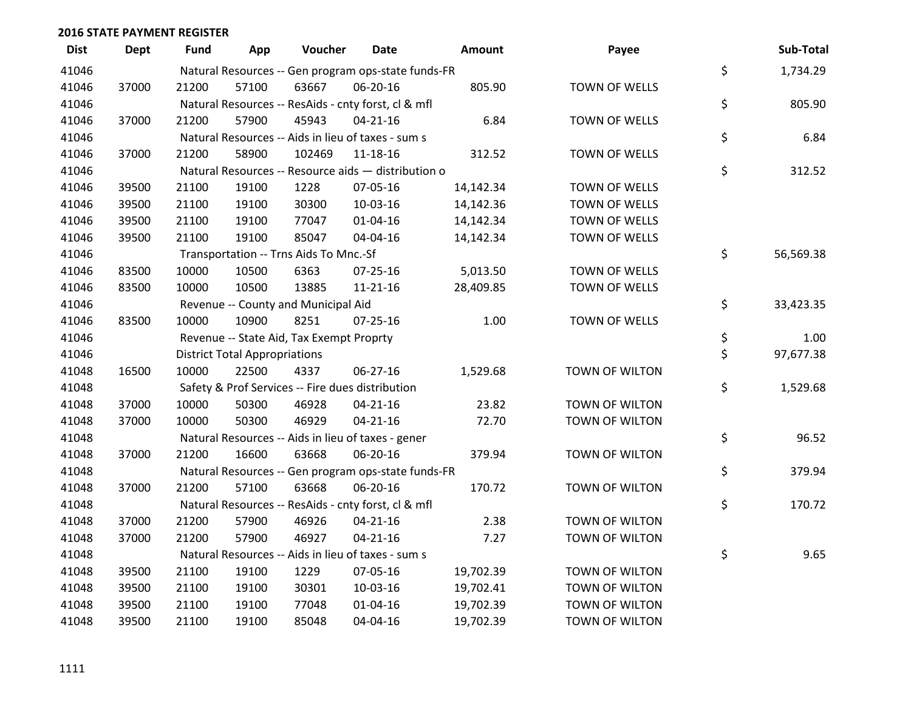## 2016 STATE PAYMENT REGISTER

| Dist | Dept | Fund | App | Voucher | Date | Amount | Payee | | Sub-Total |
|---|---|---|---|---|---|---|---|---|---|
| 41046 | | Natural Resources -- Gen program ops-state funds-FR | | | | | | $ | 1,734.29 |
| 41046 | 37000 | 21200 | 57100 | 63667 | 06-20-16 | 805.90 | TOWN OF WELLS | | |
| 41046 | | Natural Resources -- ResAids - cnty forst, cl & mfl | | | | | | $ | 805.90 |
| 41046 | 37000 | 21200 | 57900 | 45943 | 04-21-16 | 6.84 | TOWN OF WELLS | | |
| 41046 | | Natural Resources -- Aids in lieu of taxes - sum s | | | | | | $ | 6.84 |
| 41046 | 37000 | 21200 | 58900 | 102469 | 11-18-16 | 312.52 | TOWN OF WELLS | | |
| 41046 | | Natural Resources -- Resource aids — distribution o | | | | | | $ | 312.52 |
| 41046 | 39500 | 21100 | 19100 | 1228 | 07-05-16 | 14,142.34 | TOWN OF WELLS | | |
| 41046 | 39500 | 21100 | 19100 | 30300 | 10-03-16 | 14,142.36 | TOWN OF WELLS | | |
| 41046 | 39500 | 21100 | 19100 | 77047 | 01-04-16 | 14,142.34 | TOWN OF WELLS | | |
| 41046 | 39500 | 21100 | 19100 | 85047 | 04-04-16 | 14,142.34 | TOWN OF WELLS | | |
| 41046 | | Transportation -- Trns Aids To Mnc.-Sf | | | | | | $ | 56,569.38 |
| 41046 | 83500 | 10000 | 10500 | 6363 | 07-25-16 | 5,013.50 | TOWN OF WELLS | | |
| 41046 | 83500 | 10000 | 10500 | 13885 | 11-21-16 | 28,409.85 | TOWN OF WELLS | | |
| 41046 | | Revenue -- County and Municipal Aid | | | | | | $ | 33,423.35 |
| 41046 | 83500 | 10000 | 10900 | 8251 | 07-25-16 | 1.00 | TOWN OF WELLS | | |
| 41046 | | Revenue -- State Aid, Tax Exempt Proprty | | | | | | $ | 1.00 |
| 41046 | | District Total Appropriations | | | | | | $ | 97,677.38 |
| 41048 | 16500 | 10000 | 22500 | 4337 | 06-27-16 | 1,529.68 | TOWN OF WILTON | | |
| 41048 | | Safety & Prof Services -- Fire dues distribution | | | | | | $ | 1,529.68 |
| 41048 | 37000 | 10000 | 50300 | 46928 | 04-21-16 | 23.82 | TOWN OF WILTON | | |
| 41048 | 37000 | 10000 | 50300 | 46929 | 04-21-16 | 72.70 | TOWN OF WILTON | | |
| 41048 | | Natural Resources -- Aids in lieu of taxes - gener | | | | | | $ | 96.52 |
| 41048 | 37000 | 21200 | 16600 | 63668 | 06-20-16 | 379.94 | TOWN OF WILTON | | |
| 41048 | | Natural Resources -- Gen program ops-state funds-FR | | | | | | $ | 379.94 |
| 41048 | 37000 | 21200 | 57100 | 63668 | 06-20-16 | 170.72 | TOWN OF WILTON | | |
| 41048 | | Natural Resources -- ResAids - cnty forst, cl & mfl | | | | | | $ | 170.72 |
| 41048 | 37000 | 21200 | 57900 | 46926 | 04-21-16 | 2.38 | TOWN OF WILTON | | |
| 41048 | 37000 | 21200 | 57900 | 46927 | 04-21-16 | 7.27 | TOWN OF WILTON | | |
| 41048 | | Natural Resources -- Aids in lieu of taxes - sum s | | | | | | $ | 9.65 |
| 41048 | 39500 | 21100 | 19100 | 1229 | 07-05-16 | 19,702.39 | TOWN OF WILTON | | |
| 41048 | 39500 | 21100 | 19100 | 30301 | 10-03-16 | 19,702.41 | TOWN OF WILTON | | |
| 41048 | 39500 | 21100 | 19100 | 77048 | 01-04-16 | 19,702.39 | TOWN OF WILTON | | |
| 41048 | 39500 | 21100 | 19100 | 85048 | 04-04-16 | 19,702.39 | TOWN OF WILTON | | |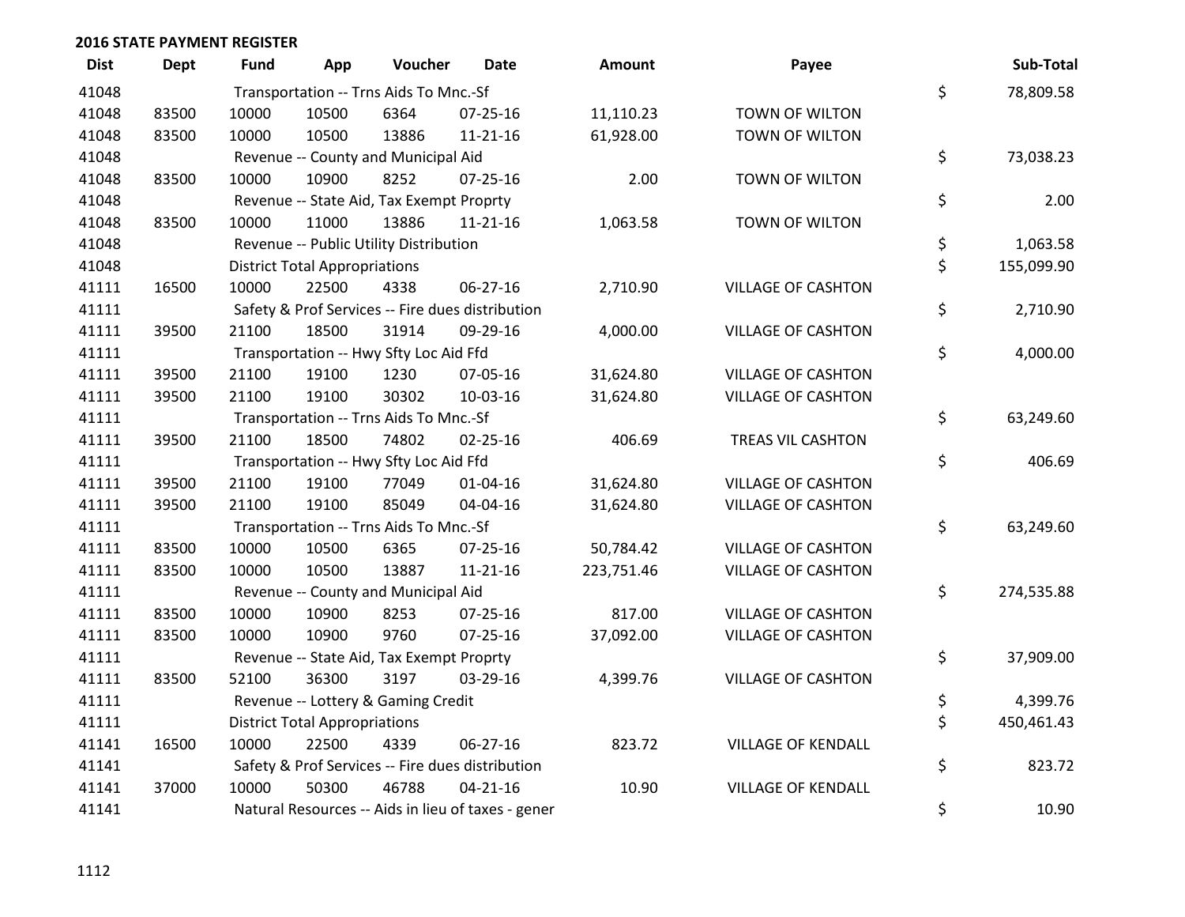**2016 STATE PAYMENT REGISTER**

| Dist | Dept | Fund | App | Voucher | Date | Amount | Payee | | Sub-Total |
|---|---|---|---|---|---|---|---|---|---|
| 41048 | | Transportation -- Trns Aids To Mnc.-Sf | | | | | | $ | 78,809.58 |
| 41048 | 83500 | 10000 | 10500 | 6364 | 07-25-16 | 11,110.23 | TOWN OF WILTON | | |
| 41048 | 83500 | 10000 | 10500 | 13886 | 11-21-16 | 61,928.00 | TOWN OF WILTON | | |
| 41048 | | Revenue -- County and Municipal Aid | | | | | | $ | 73,038.23 |
| 41048 | 83500 | 10000 | 10900 | 8252 | 07-25-16 | 2.00 | TOWN OF WILTON | | |
| 41048 | | Revenue -- State Aid, Tax Exempt Proprty | | | | | | $ | 2.00 |
| 41048 | 83500 | 10000 | 11000 | 13886 | 11-21-16 | 1,063.58 | TOWN OF WILTON | | |
| 41048 | | Revenue -- Public Utility Distribution | | | | | | $ | 1,063.58 |
| 41048 | | District Total Appropriations | | | | | | $ | 155,099.90 |
| 41111 | 16500 | 10000 | 22500 | 4338 | 06-27-16 | 2,710.90 | VILLAGE OF CASHTON | | |
| 41111 | | Safety & Prof Services -- Fire dues distribution | | | | | | $ | 2,710.90 |
| 41111 | 39500 | 21100 | 18500 | 31914 | 09-29-16 | 4,000.00 | VILLAGE OF CASHTON | | |
| 41111 | | Transportation -- Hwy Sfty Loc Aid Ffd | | | | | | $ | 4,000.00 |
| 41111 | 39500 | 21100 | 19100 | 1230 | 07-05-16 | 31,624.80 | VILLAGE OF CASHTON | | |
| 41111 | 39500 | 21100 | 19100 | 30302 | 10-03-16 | 31,624.80 | VILLAGE OF CASHTON | | |
| 41111 | | Transportation -- Trns Aids To Mnc.-Sf | | | | | | $ | 63,249.60 |
| 41111 | 39500 | 21100 | 18500 | 74802 | 02-25-16 | 406.69 | TREAS VIL CASHTON | | |
| 41111 | | Transportation -- Hwy Sfty Loc Aid Ffd | | | | | | $ | 406.69 |
| 41111 | 39500 | 21100 | 19100 | 77049 | 01-04-16 | 31,624.80 | VILLAGE OF CASHTON | | |
| 41111 | 39500 | 21100 | 19100 | 85049 | 04-04-16 | 31,624.80 | VILLAGE OF CASHTON | | |
| 41111 | | Transportation -- Trns Aids To Mnc.-Sf | | | | | | $ | 63,249.60 |
| 41111 | 83500 | 10000 | 10500 | 6365 | 07-25-16 | 50,784.42 | VILLAGE OF CASHTON | | |
| 41111 | 83500 | 10000 | 10500 | 13887 | 11-21-16 | 223,751.46 | VILLAGE OF CASHTON | | |
| 41111 | | Revenue -- County and Municipal Aid | | | | | | $ | 274,535.88 |
| 41111 | 83500 | 10000 | 10900 | 8253 | 07-25-16 | 817.00 | VILLAGE OF CASHTON | | |
| 41111 | 83500 | 10000 | 10900 | 9760 | 07-25-16 | 37,092.00 | VILLAGE OF CASHTON | | |
| 41111 | | Revenue -- State Aid, Tax Exempt Proprty | | | | | | $ | 37,909.00 |
| 41111 | 83500 | 52100 | 36300 | 3197 | 03-29-16 | 4,399.76 | VILLAGE OF CASHTON | | |
| 41111 | | Revenue -- Lottery & Gaming Credit | | | | | | $ | 4,399.76 |
| 41111 | | District Total Appropriations | | | | | | $ | 450,461.43 |
| 41141 | 16500 | 10000 | 22500 | 4339 | 06-27-16 | 823.72 | VILLAGE OF KENDALL | | |
| 41141 | | Safety & Prof Services -- Fire dues distribution | | | | | | $ | 823.72 |
| 41141 | 37000 | 10000 | 50300 | 46788 | 04-21-16 | 10.90 | VILLAGE OF KENDALL | | |
| 41141 | | Natural Resources -- Aids in lieu of taxes - gener | | | | | | $ | 10.90 |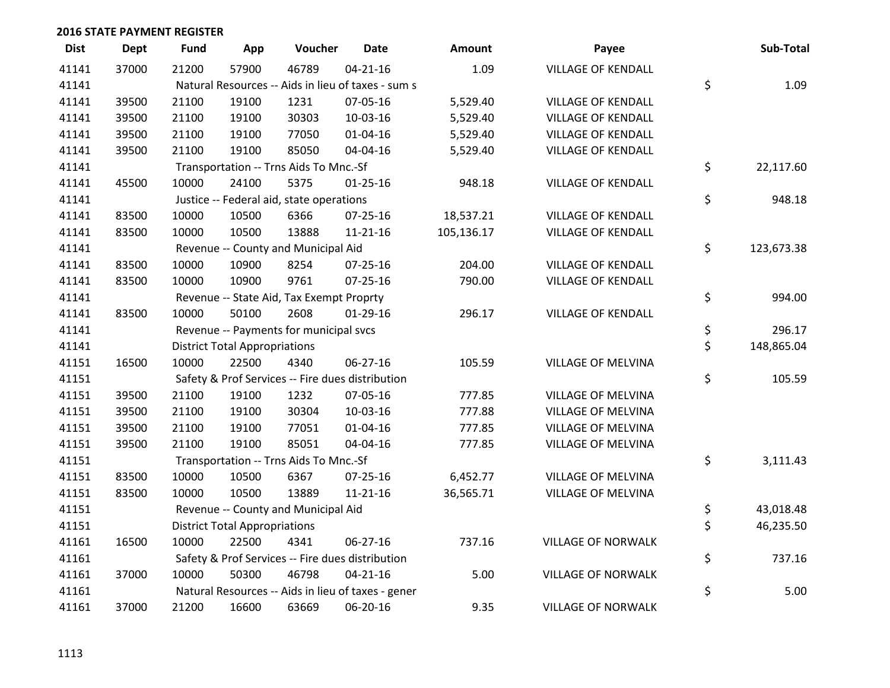## 2016 STATE PAYMENT REGISTER

| Dist | Dept | Fund | App | Voucher | Date | Amount | Payee | Sub-Total |
|---|---|---|---|---|---|---|---|---|
| 41141 | 37000 | 21200 | 57900 | 46789 | 04-21-16 | 1.09 | VILLAGE OF KENDALL | |
| 41141 | | Natural Resources -- Aids in lieu of taxes - sum s | | | | | | $ 1.09 |
| 41141 | 39500 | 21100 | 19100 | 1231 | 07-05-16 | 5,529.40 | VILLAGE OF KENDALL | |
| 41141 | 39500 | 21100 | 19100 | 30303 | 10-03-16 | 5,529.40 | VILLAGE OF KENDALL | |
| 41141 | 39500 | 21100 | 19100 | 77050 | 01-04-16 | 5,529.40 | VILLAGE OF KENDALL | |
| 41141 | 39500 | 21100 | 19100 | 85050 | 04-04-16 | 5,529.40 | VILLAGE OF KENDALL | |
| 41141 | | Transportation -- Trns Aids To Mnc.-Sf | | | | | | $ 22,117.60 |
| 41141 | 45500 | 10000 | 24100 | 5375 | 01-25-16 | 948.18 | VILLAGE OF KENDALL | |
| 41141 | | Justice -- Federal aid, state operations | | | | | | $ 948.18 |
| 41141 | 83500 | 10000 | 10500 | 6366 | 07-25-16 | 18,537.21 | VILLAGE OF KENDALL | |
| 41141 | 83500 | 10000 | 10500 | 13888 | 11-21-16 | 105,136.17 | VILLAGE OF KENDALL | |
| 41141 | | Revenue -- County and Municipal Aid | | | | | | $ 123,673.38 |
| 41141 | 83500 | 10000 | 10900 | 8254 | 07-25-16 | 204.00 | VILLAGE OF KENDALL | |
| 41141 | 83500 | 10000 | 10900 | 9761 | 07-25-16 | 790.00 | VILLAGE OF KENDALL | |
| 41141 | | Revenue -- State Aid, Tax Exempt Proprty | | | | | | $ 994.00 |
| 41141 | 83500 | 10000 | 50100 | 2608 | 01-29-16 | 296.17 | VILLAGE OF KENDALL | |
| 41141 | | Revenue -- Payments for municipal svcs | | | | | | $ 296.17 |
| 41141 | | District Total Appropriations | | | | | | $ 148,865.04 |
| 41151 | 16500 | 10000 | 22500 | 4340 | 06-27-16 | 105.59 | VILLAGE OF MELVINA | |
| 41151 | | Safety & Prof Services -- Fire dues distribution | | | | | | $ 105.59 |
| 41151 | 39500 | 21100 | 19100 | 1232 | 07-05-16 | 777.85 | VILLAGE OF MELVINA | |
| 41151 | 39500 | 21100 | 19100 | 30304 | 10-03-16 | 777.88 | VILLAGE OF MELVINA | |
| 41151 | 39500 | 21100 | 19100 | 77051 | 01-04-16 | 777.85 | VILLAGE OF MELVINA | |
| 41151 | 39500 | 21100 | 19100 | 85051 | 04-04-16 | 777.85 | VILLAGE OF MELVINA | |
| 41151 | | Transportation -- Trns Aids To Mnc.-Sf | | | | | | $ 3,111.43 |
| 41151 | 83500 | 10000 | 10500 | 6367 | 07-25-16 | 6,452.77 | VILLAGE OF MELVINA | |
| 41151 | 83500 | 10000 | 10500 | 13889 | 11-21-16 | 36,565.71 | VILLAGE OF MELVINA | |
| 41151 | | Revenue -- County and Municipal Aid | | | | | | $ 43,018.48 |
| 41151 | | District Total Appropriations | | | | | | $ 46,235.50 |
| 41161 | 16500 | 10000 | 22500 | 4341 | 06-27-16 | 737.16 | VILLAGE OF NORWALK | |
| 41161 | | Safety & Prof Services -- Fire dues distribution | | | | | | $ 737.16 |
| 41161 | 37000 | 10000 | 50300 | 46798 | 04-21-16 | 5.00 | VILLAGE OF NORWALK | |
| 41161 | | Natural Resources -- Aids in lieu of taxes - gener | | | | | | $ 5.00 |
| 41161 | 37000 | 21200 | 16600 | 63669 | 06-20-16 | 9.35 | VILLAGE OF NORWALK | |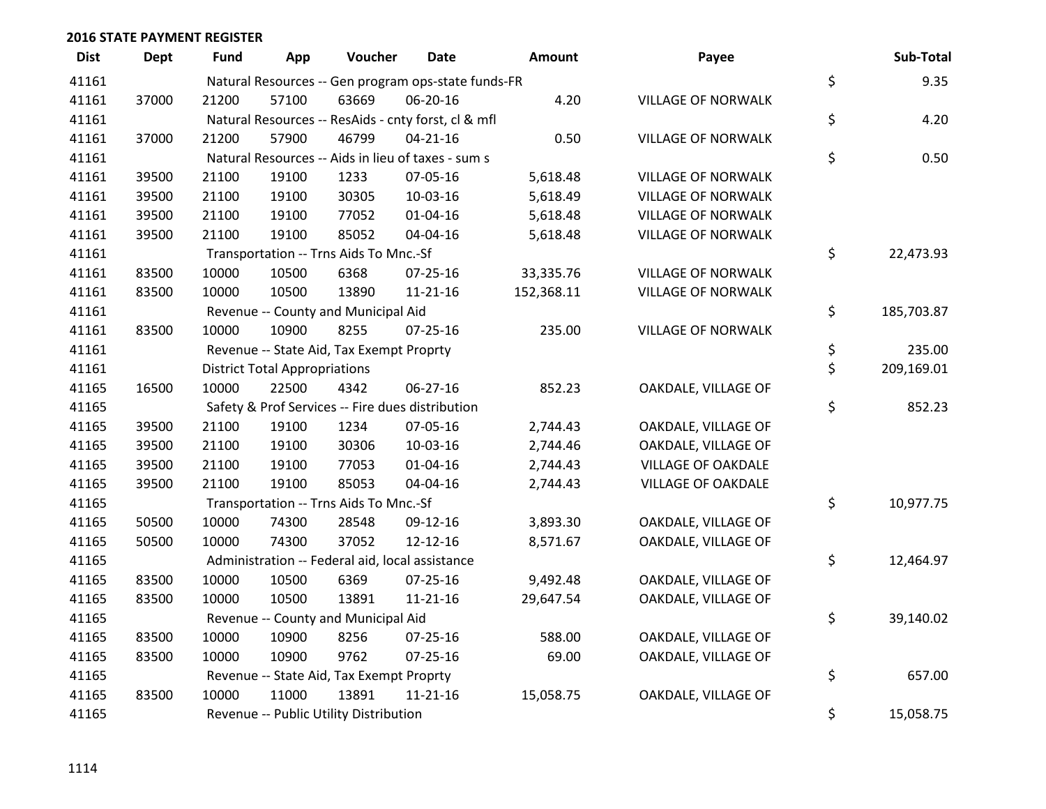## 2016 STATE PAYMENT REGISTER

| Dist | Dept | Fund | App | Voucher | Date | Amount | Payee | Sub-Total |
|---|---|---|---|---|---|---|---|---|
| 41161 | | Natural Resources -- Gen program ops-state funds-FR | | | | | | $ 9.35 |
| 41161 | 37000 | 21200 | 57100 | 63669 | 06-20-16 | 4.20 | VILLAGE OF NORWALK | |
| 41161 | | Natural Resources -- ResAids - cnty forst, cl & mfl | | | | | | $ 4.20 |
| 41161 | 37000 | 21200 | 57900 | 46799 | 04-21-16 | 0.50 | VILLAGE OF NORWALK | |
| 41161 | | Natural Resources -- Aids in lieu of taxes - sum s | | | | | | $ 0.50 |
| 41161 | 39500 | 21100 | 19100 | 1233 | 07-05-16 | 5,618.48 | VILLAGE OF NORWALK | |
| 41161 | 39500 | 21100 | 19100 | 30305 | 10-03-16 | 5,618.49 | VILLAGE OF NORWALK | |
| 41161 | 39500 | 21100 | 19100 | 77052 | 01-04-16 | 5,618.48 | VILLAGE OF NORWALK | |
| 41161 | 39500 | 21100 | 19100 | 85052 | 04-04-16 | 5,618.48 | VILLAGE OF NORWALK | |
| 41161 | | Transportation -- Trns Aids To Mnc.-Sf | | | | | | $ 22,473.93 |
| 41161 | 83500 | 10000 | 10500 | 6368 | 07-25-16 | 33,335.76 | VILLAGE OF NORWALK | |
| 41161 | 83500 | 10000 | 10500 | 13890 | 11-21-16 | 152,368.11 | VILLAGE OF NORWALK | |
| 41161 | | Revenue -- County and Municipal Aid | | | | | | $ 185,703.87 |
| 41161 | 83500 | 10000 | 10900 | 8255 | 07-25-16 | 235.00 | VILLAGE OF NORWALK | |
| 41161 | | Revenue -- State Aid, Tax Exempt Proprty | | | | | | $ 235.00 |
| 41161 | | District Total Appropriations | | | | | | $ 209,169.01 |
| 41165 | 16500 | 10000 | 22500 | 4342 | 06-27-16 | 852.23 | OAKDALE, VILLAGE OF | |
| 41165 | | Safety & Prof Services -- Fire dues distribution | | | | | | $ 852.23 |
| 41165 | 39500 | 21100 | 19100 | 1234 | 07-05-16 | 2,744.43 | OAKDALE, VILLAGE OF | |
| 41165 | 39500 | 21100 | 19100 | 30306 | 10-03-16 | 2,744.46 | OAKDALE, VILLAGE OF | |
| 41165 | 39500 | 21100 | 19100 | 77053 | 01-04-16 | 2,744.43 | VILLAGE OF OAKDALE | |
| 41165 | 39500 | 21100 | 19100 | 85053 | 04-04-16 | 2,744.43 | VILLAGE OF OAKDALE | |
| 41165 | | Transportation -- Trns Aids To Mnc.-Sf | | | | | | $ 10,977.75 |
| 41165 | 50500 | 10000 | 74300 | 28548 | 09-12-16 | 3,893.30 | OAKDALE, VILLAGE OF | |
| 41165 | 50500 | 10000 | 74300 | 37052 | 12-12-16 | 8,571.67 | OAKDALE, VILLAGE OF | |
| 41165 | | Administration -- Federal aid, local assistance | | | | | | $ 12,464.97 |
| 41165 | 83500 | 10000 | 10500 | 6369 | 07-25-16 | 9,492.48 | OAKDALE, VILLAGE OF | |
| 41165 | 83500 | 10000 | 10500 | 13891 | 11-21-16 | 29,647.54 | OAKDALE, VILLAGE OF | |
| 41165 | | Revenue -- County and Municipal Aid | | | | | | $ 39,140.02 |
| 41165 | 83500 | 10000 | 10900 | 8256 | 07-25-16 | 588.00 | OAKDALE, VILLAGE OF | |
| 41165 | 83500 | 10000 | 10900 | 9762 | 07-25-16 | 69.00 | OAKDALE, VILLAGE OF | |
| 41165 | | Revenue -- State Aid, Tax Exempt Proprty | | | | | | $ 657.00 |
| 41165 | 83500 | 10000 | 11000 | 13891 | 11-21-16 | 15,058.75 | OAKDALE, VILLAGE OF | |
| 41165 | | Revenue -- Public Utility Distribution | | | | | | $ 15,058.75 |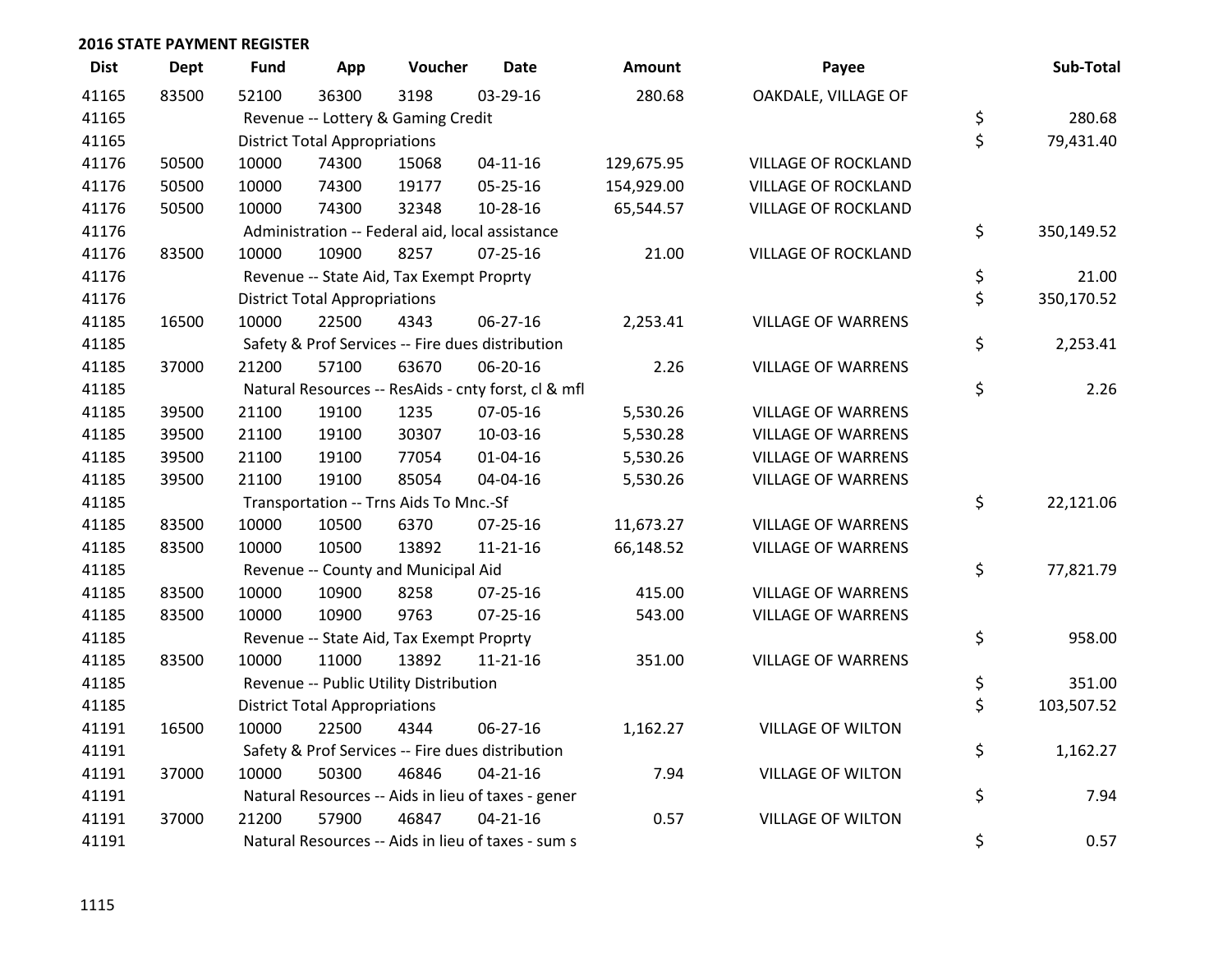## 2016 STATE PAYMENT REGISTER

| Dist | Dept | Fund | App | Voucher | Date | Amount | Payee | Sub-Total |
|---|---|---|---|---|---|---|---|---|
| 41165 | 83500 | 52100 | 36300 | 3198 | 03-29-16 | 280.68 | OAKDALE, VILLAGE OF | |
| 41165 | | Revenue -- Lottery & Gaming Credit | | | | | | $ 280.68 |
| 41165 | | District Total Appropriations | | | | | | $ 79,431.40 |
| 41176 | 50500 | 10000 | 74300 | 15068 | 04-11-16 | 129,675.95 | VILLAGE OF ROCKLAND | |
| 41176 | 50500 | 10000 | 74300 | 19177 | 05-25-16 | 154,929.00 | VILLAGE OF ROCKLAND | |
| 41176 | 50500 | 10000 | 74300 | 32348 | 10-28-16 | 65,544.57 | VILLAGE OF ROCKLAND | |
| 41176 | | Administration -- Federal aid, local assistance | | | | | | $ 350,149.52 |
| 41176 | 83500 | 10000 | 10900 | 8257 | 07-25-16 | 21.00 | VILLAGE OF ROCKLAND | |
| 41176 | | Revenue -- State Aid, Tax Exempt Proprty | | | | | | $ 21.00 |
| 41176 | | District Total Appropriations | | | | | | $ 350,170.52 |
| 41185 | 16500 | 10000 | 22500 | 4343 | 06-27-16 | 2,253.41 | VILLAGE OF WARRENS | |
| 41185 | | Safety & Prof Services -- Fire dues distribution | | | | | | $ 2,253.41 |
| 41185 | 37000 | 21200 | 57100 | 63670 | 06-20-16 | 2.26 | VILLAGE OF WARRENS | |
| 41185 | | Natural Resources -- ResAids - cnty forst, cl & mfl | | | | | | $ 2.26 |
| 41185 | 39500 | 21100 | 19100 | 1235 | 07-05-16 | 5,530.26 | VILLAGE OF WARRENS | |
| 41185 | 39500 | 21100 | 19100 | 30307 | 10-03-16 | 5,530.28 | VILLAGE OF WARRENS | |
| 41185 | 39500 | 21100 | 19100 | 77054 | 01-04-16 | 5,530.26 | VILLAGE OF WARRENS | |
| 41185 | 39500 | 21100 | 19100 | 85054 | 04-04-16 | 5,530.26 | VILLAGE OF WARRENS | |
| 41185 | | Transportation -- Trns Aids To Mnc.-Sf | | | | | | $ 22,121.06 |
| 41185 | 83500 | 10000 | 10500 | 6370 | 07-25-16 | 11,673.27 | VILLAGE OF WARRENS | |
| 41185 | 83500 | 10000 | 10500 | 13892 | 11-21-16 | 66,148.52 | VILLAGE OF WARRENS | |
| 41185 | | Revenue -- County and Municipal Aid | | | | | | $ 77,821.79 |
| 41185 | 83500 | 10000 | 10900 | 8258 | 07-25-16 | 415.00 | VILLAGE OF WARRENS | |
| 41185 | 83500 | 10000 | 10900 | 9763 | 07-25-16 | 543.00 | VILLAGE OF WARRENS | |
| 41185 | | Revenue -- State Aid, Tax Exempt Proprty | | | | | | $ 958.00 |
| 41185 | 83500 | 10000 | 11000 | 13892 | 11-21-16 | 351.00 | VILLAGE OF WARRENS | |
| 41185 | | Revenue -- Public Utility Distribution | | | | | | $ 351.00 |
| 41185 | | District Total Appropriations | | | | | | $ 103,507.52 |
| 41191 | 16500 | 10000 | 22500 | 4344 | 06-27-16 | 1,162.27 | VILLAGE OF WILTON | |
| 41191 | | Safety & Prof Services -- Fire dues distribution | | | | | | $ 1,162.27 |
| 41191 | 37000 | 10000 | 50300 | 46846 | 04-21-16 | 7.94 | VILLAGE OF WILTON | |
| 41191 | | Natural Resources -- Aids in lieu of taxes - gener | | | | | | $ 7.94 |
| 41191 | 37000 | 21200 | 57900 | 46847 | 04-21-16 | 0.57 | VILLAGE OF WILTON | |
| 41191 | | Natural Resources -- Aids in lieu of taxes - sum s | | | | | | $ 0.57 |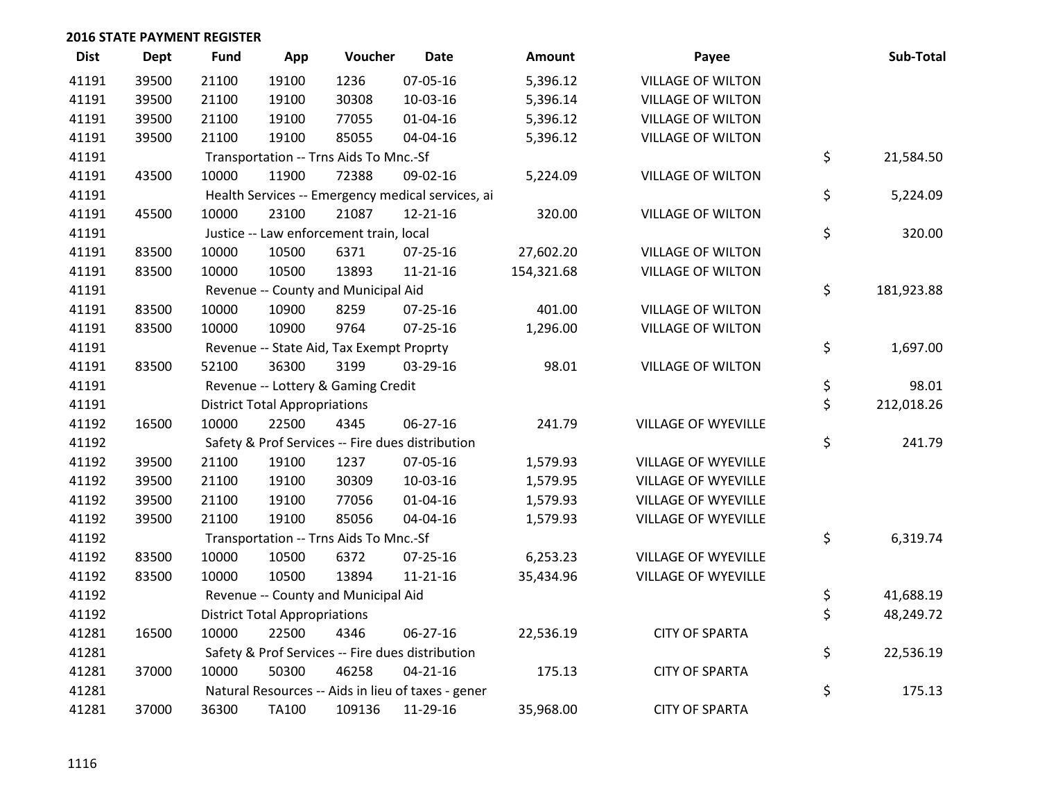## 2016 STATE PAYMENT REGISTER

| Dist | Dept | Fund | App | Voucher | Date | Amount | Payee | | Sub-Total |
|---|---|---|---|---|---|---|---|---|---|
| 41191 | 39500 | 21100 | 19100 | 1236 | 07-05-16 | 5,396.12 | VILLAGE OF WILTON | | |
| 41191 | 39500 | 21100 | 19100 | 30308 | 10-03-16 | 5,396.14 | VILLAGE OF WILTON | | |
| 41191 | 39500 | 21100 | 19100 | 77055 | 01-04-16 | 5,396.12 | VILLAGE OF WILTON | | |
| 41191 | 39500 | 21100 | 19100 | 85055 | 04-04-16 | 5,396.12 | VILLAGE OF WILTON | | |
| 41191 | | Transportation -- Trns Aids To Mnc.-Sf | | | | | | $ | 21,584.50 |
| 41191 | 43500 | 10000 | 11900 | 72388 | 09-02-16 | 5,224.09 | VILLAGE OF WILTON | | |
| 41191 | | Health Services -- Emergency medical services, ai | | | | | | $ | 5,224.09 |
| 41191 | 45500 | 10000 | 23100 | 21087 | 12-21-16 | 320.00 | VILLAGE OF WILTON | | |
| 41191 | | Justice -- Law enforcement train, local | | | | | | $ | 320.00 |
| 41191 | 83500 | 10000 | 10500 | 6371 | 07-25-16 | 27,602.20 | VILLAGE OF WILTON | | |
| 41191 | 83500 | 10000 | 10500 | 13893 | 11-21-16 | 154,321.68 | VILLAGE OF WILTON | | |
| 41191 | | Revenue -- County and Municipal Aid | | | | | | $ | 181,923.88 |
| 41191 | 83500 | 10000 | 10900 | 8259 | 07-25-16 | 401.00 | VILLAGE OF WILTON | | |
| 41191 | 83500 | 10000 | 10900 | 9764 | 07-25-16 | 1,296.00 | VILLAGE OF WILTON | | |
| 41191 | | Revenue -- State Aid, Tax Exempt Proprty | | | | | | $ | 1,697.00 |
| 41191 | 83500 | 52100 | 36300 | 3199 | 03-29-16 | 98.01 | VILLAGE OF WILTON | | |
| 41191 | | Revenue -- Lottery & Gaming Credit | | | | | | $ | 98.01 |
| 41191 | | District Total Appropriations | | | | | | $ | 212,018.26 |
| 41192 | 16500 | 10000 | 22500 | 4345 | 06-27-16 | 241.79 | VILLAGE OF WYEVILLE | | |
| 41192 | | Safety & Prof Services -- Fire dues distribution | | | | | | $ | 241.79 |
| 41192 | 39500 | 21100 | 19100 | 1237 | 07-05-16 | 1,579.93 | VILLAGE OF WYEVILLE | | |
| 41192 | 39500 | 21100 | 19100 | 30309 | 10-03-16 | 1,579.95 | VILLAGE OF WYEVILLE | | |
| 41192 | 39500 | 21100 | 19100 | 77056 | 01-04-16 | 1,579.93 | VILLAGE OF WYEVILLE | | |
| 41192 | 39500 | 21100 | 19100 | 85056 | 04-04-16 | 1,579.93 | VILLAGE OF WYEVILLE | | |
| 41192 | | Transportation -- Trns Aids To Mnc.-Sf | | | | | | $ | 6,319.74 |
| 41192 | 83500 | 10000 | 10500 | 6372 | 07-25-16 | 6,253.23 | VILLAGE OF WYEVILLE | | |
| 41192 | 83500 | 10000 | 10500 | 13894 | 11-21-16 | 35,434.96 | VILLAGE OF WYEVILLE | | |
| 41192 | | Revenue -- County and Municipal Aid | | | | | | $ | 41,688.19 |
| 41192 | | District Total Appropriations | | | | | | $ | 48,249.72 |
| 41281 | 16500 | 10000 | 22500 | 4346 | 06-27-16 | 22,536.19 | CITY OF SPARTA | | |
| 41281 | | Safety & Prof Services -- Fire dues distribution | | | | | | $ | 22,536.19 |
| 41281 | 37000 | 10000 | 50300 | 46258 | 04-21-16 | 175.13 | CITY OF SPARTA | | |
| 41281 | | Natural Resources -- Aids in lieu of taxes - gener | | | | | | $ | 175.13 |
| 41281 | 37000 | 36300 | TA100 | 109136 | 11-29-16 | 35,968.00 | CITY OF SPARTA | | |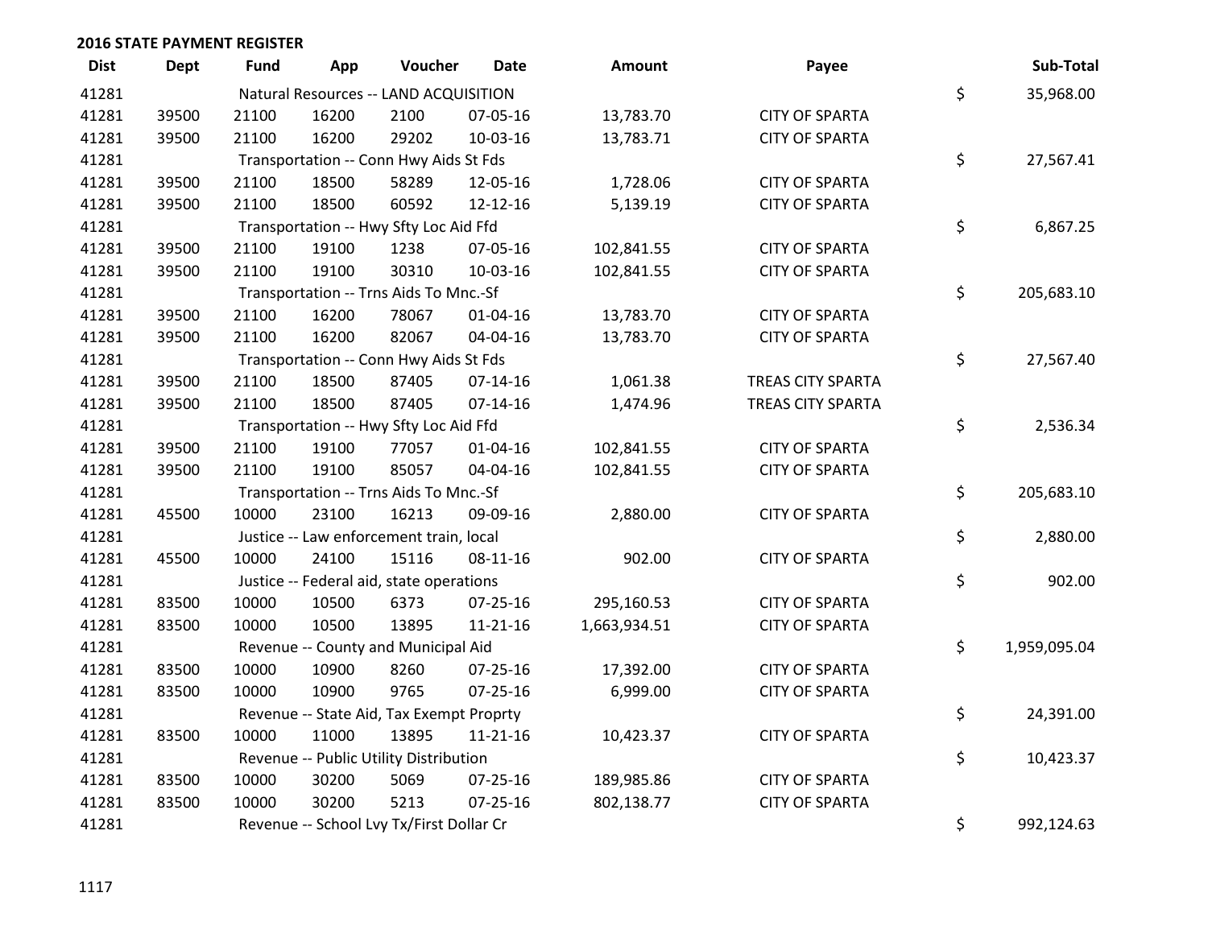**2016 STATE PAYMENT REGISTER**

| Dist | Dept | Fund | App | Voucher | Date | Amount | Payee | | Sub-Total |
|---|---|---|---|---|---|---|---|---|---|
| 41281 | | Natural Resources -- LAND ACQUISITION | | | | | | $ | 35,968.00 |
| 41281 | 39500 | 21100 | 16200 | 2100 | 07-05-16 | 13,783.70 | CITY OF SPARTA | | |
| 41281 | 39500 | 21100 | 16200 | 29202 | 10-03-16 | 13,783.71 | CITY OF SPARTA | | |
| 41281 | | Transportation -- Conn Hwy Aids St Fds | | | | | | $ | 27,567.41 |
| 41281 | 39500 | 21100 | 18500 | 58289 | 12-05-16 | 1,728.06 | CITY OF SPARTA | | |
| 41281 | 39500 | 21100 | 18500 | 60592 | 12-12-16 | 5,139.19 | CITY OF SPARTA | | |
| 41281 | | Transportation -- Hwy Sfty Loc Aid Ffd | | | | | | $ | 6,867.25 |
| 41281 | 39500 | 21100 | 19100 | 1238 | 07-05-16 | 102,841.55 | CITY OF SPARTA | | |
| 41281 | 39500 | 21100 | 19100 | 30310 | 10-03-16 | 102,841.55 | CITY OF SPARTA | | |
| 41281 | | Transportation -- Trns Aids To Mnc.-Sf | | | | | | $ | 205,683.10 |
| 41281 | 39500 | 21100 | 16200 | 78067 | 01-04-16 | 13,783.70 | CITY OF SPARTA | | |
| 41281 | 39500 | 21100 | 16200 | 82067 | 04-04-16 | 13,783.70 | CITY OF SPARTA | | |
| 41281 | | Transportation -- Conn Hwy Aids St Fds | | | | | | $ | 27,567.40 |
| 41281 | 39500 | 21100 | 18500 | 87405 | 07-14-16 | 1,061.38 | TREAS CITY SPARTA | | |
| 41281 | 39500 | 21100 | 18500 | 87405 | 07-14-16 | 1,474.96 | TREAS CITY SPARTA | | |
| 41281 | | Transportation -- Hwy Sfty Loc Aid Ffd | | | | | | $ | 2,536.34 |
| 41281 | 39500 | 21100 | 19100 | 77057 | 01-04-16 | 102,841.55 | CITY OF SPARTA | | |
| 41281 | 39500 | 21100 | 19100 | 85057 | 04-04-16 | 102,841.55 | CITY OF SPARTA | | |
| 41281 | | Transportation -- Trns Aids To Mnc.-Sf | | | | | | $ | 205,683.10 |
| 41281 | 45500 | 10000 | 23100 | 16213 | 09-09-16 | 2,880.00 | CITY OF SPARTA | | |
| 41281 | | Justice -- Law enforcement train, local | | | | | | $ | 2,880.00 |
| 41281 | 45500 | 10000 | 24100 | 15116 | 08-11-16 | 902.00 | CITY OF SPARTA | | |
| 41281 | | Justice -- Federal aid, state operations | | | | | | $ | 902.00 |
| 41281 | 83500 | 10000 | 10500 | 6373 | 07-25-16 | 295,160.53 | CITY OF SPARTA | | |
| 41281 | 83500 | 10000 | 10500 | 13895 | 11-21-16 | 1,663,934.51 | CITY OF SPARTA | | |
| 41281 | | Revenue -- County and Municipal Aid | | | | | | $ | 1,959,095.04 |
| 41281 | 83500 | 10000 | 10900 | 8260 | 07-25-16 | 17,392.00 | CITY OF SPARTA | | |
| 41281 | 83500 | 10000 | 10900 | 9765 | 07-25-16 | 6,999.00 | CITY OF SPARTA | | |
| 41281 | | Revenue -- State Aid, Tax Exempt Proprty | | | | | | $ | 24,391.00 |
| 41281 | 83500 | 10000 | 11000 | 13895 | 11-21-16 | 10,423.37 | CITY OF SPARTA | | |
| 41281 | | Revenue -- Public Utility Distribution | | | | | | $ | 10,423.37 |
| 41281 | 83500 | 10000 | 30200 | 5069 | 07-25-16 | 189,985.86 | CITY OF SPARTA | | |
| 41281 | 83500 | 10000 | 30200 | 5213 | 07-25-16 | 802,138.77 | CITY OF SPARTA | | |
| 41281 | | Revenue -- School Lvy Tx/First Dollar Cr | | | | | | $ | 992,124.63 |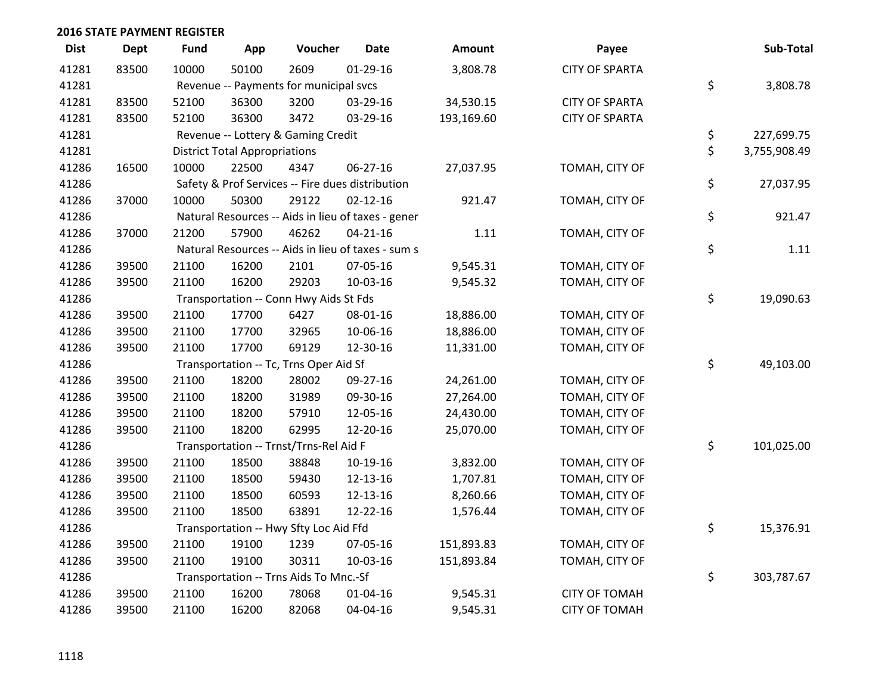## 2016 STATE PAYMENT REGISTER

| Dist | Dept | Fund | App | Voucher | Date | Amount | Payee | Sub-Total |
|---|---|---|---|---|---|---|---|---|
| 41281 | 83500 | 10000 | 50100 | 2609 | 01-29-16 | 3,808.78 | CITY OF SPARTA | |
| 41281 | | Revenue -- Payments for municipal svcs | | | | | | $ 3,808.78 |
| 41281 | 83500 | 52100 | 36300 | 3200 | 03-29-16 | 34,530.15 | CITY OF SPARTA | |
| 41281 | 83500 | 52100 | 36300 | 3472 | 03-29-16 | 193,169.60 | CITY OF SPARTA | |
| 41281 | | Revenue -- Lottery & Gaming Credit | | | | | | $ 227,699.75 |
| 41281 | | District Total Appropriations | | | | | | $ 3,755,908.49 |
| 41286 | 16500 | 10000 | 22500 | 4347 | 06-27-16 | 27,037.95 | TOMAH, CITY OF | |
| 41286 | | Safety & Prof Services -- Fire dues distribution | | | | | | $ 27,037.95 |
| 41286 | 37000 | 10000 | 50300 | 29122 | 02-12-16 | 921.47 | TOMAH, CITY OF | |
| 41286 | | Natural Resources -- Aids in lieu of taxes - gener | | | | | | $ 921.47 |
| 41286 | 37000 | 21200 | 57900 | 46262 | 04-21-16 | 1.11 | TOMAH, CITY OF | |
| 41286 | | Natural Resources -- Aids in lieu of taxes - sum s | | | | | | $ 1.11 |
| 41286 | 39500 | 21100 | 16200 | 2101 | 07-05-16 | 9,545.31 | TOMAH, CITY OF | |
| 41286 | 39500 | 21100 | 16200 | 29203 | 10-03-16 | 9,545.32 | TOMAH, CITY OF | |
| 41286 | | Transportation -- Conn Hwy Aids St Fds | | | | | | $ 19,090.63 |
| 41286 | 39500 | 21100 | 17700 | 6427 | 08-01-16 | 18,886.00 | TOMAH, CITY OF | |
| 41286 | 39500 | 21100 | 17700 | 32965 | 10-06-16 | 18,886.00 | TOMAH, CITY OF | |
| 41286 | 39500 | 21100 | 17700 | 69129 | 12-30-16 | 11,331.00 | TOMAH, CITY OF | |
| 41286 | | Transportation -- Tc, Trns Oper Aid Sf | | | | | | $ 49,103.00 |
| 41286 | 39500 | 21100 | 18200 | 28002 | 09-27-16 | 24,261.00 | TOMAH, CITY OF | |
| 41286 | 39500 | 21100 | 18200 | 31989 | 09-30-16 | 27,264.00 | TOMAH, CITY OF | |
| 41286 | 39500 | 21100 | 18200 | 57910 | 12-05-16 | 24,430.00 | TOMAH, CITY OF | |
| 41286 | 39500 | 21100 | 18200 | 62995 | 12-20-16 | 25,070.00 | TOMAH, CITY OF | |
| 41286 | | Transportation -- Trnst/Trns-Rel Aid F | | | | | | $ 101,025.00 |
| 41286 | 39500 | 21100 | 18500 | 38848 | 10-19-16 | 3,832.00 | TOMAH, CITY OF | |
| 41286 | 39500 | 21100 | 18500 | 59430 | 12-13-16 | 1,707.81 | TOMAH, CITY OF | |
| 41286 | 39500 | 21100 | 18500 | 60593 | 12-13-16 | 8,260.66 | TOMAH, CITY OF | |
| 41286 | 39500 | 21100 | 18500 | 63891 | 12-22-16 | 1,576.44 | TOMAH, CITY OF | |
| 41286 | | Transportation -- Hwy Sfty Loc Aid Ffd | | | | | | $ 15,376.91 |
| 41286 | 39500 | 21100 | 19100 | 1239 | 07-05-16 | 151,893.83 | TOMAH, CITY OF | |
| 41286 | 39500 | 21100 | 19100 | 30311 | 10-03-16 | 151,893.84 | TOMAH, CITY OF | |
| 41286 | | Transportation -- Trns Aids To Mnc.-Sf | | | | | | $ 303,787.67 |
| 41286 | 39500 | 21100 | 16200 | 78068 | 01-04-16 | 9,545.31 | CITY OF TOMAH | |
| 41286 | 39500 | 21100 | 16200 | 82068 | 04-04-16 | 9,545.31 | CITY OF TOMAH | |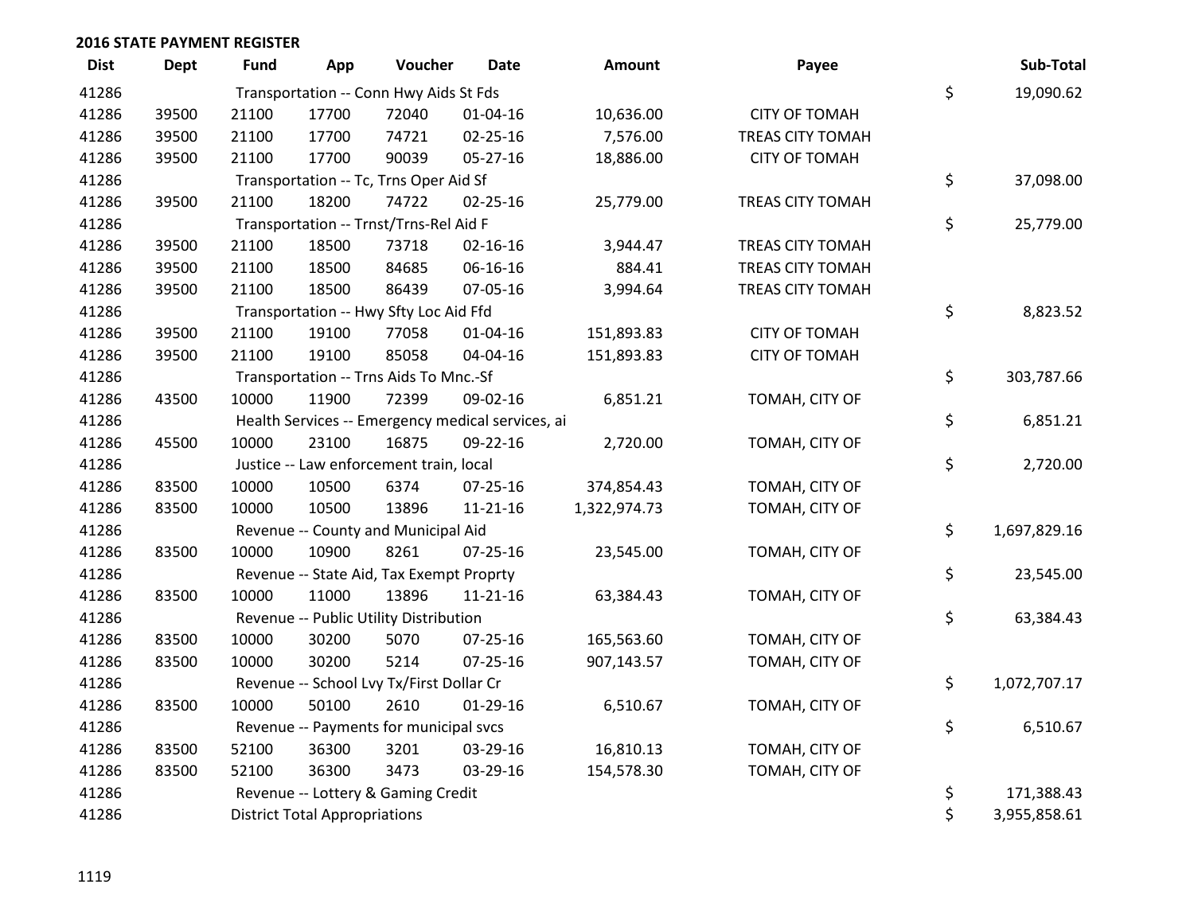## 2016 STATE PAYMENT REGISTER

| Dist | Dept | Fund | App | Voucher | Date | Amount | Payee | | Sub-Total |
|---|---|---|---|---|---|---|---|---|---|
| 41286 | | Transportation -- Conn Hwy Aids St Fds | | | | | | $ | 19,090.62 |
| 41286 | 39500 | 21100 | 17700 | 72040 | 01-04-16 | 10,636.00 | CITY OF TOMAH | | |
| 41286 | 39500 | 21100 | 17700 | 74721 | 02-25-16 | 7,576.00 | TREAS CITY TOMAH | | |
| 41286 | 39500 | 21100 | 17700 | 90039 | 05-27-16 | 18,886.00 | CITY OF TOMAH | | |
| 41286 | | Transportation -- Tc, Trns Oper Aid Sf | | | | | | $ | 37,098.00 |
| 41286 | 39500 | 21100 | 18200 | 74722 | 02-25-16 | 25,779.00 | TREAS CITY TOMAH | | |
| 41286 | | Transportation -- Trnst/Trns-Rel Aid F | | | | | | $ | 25,779.00 |
| 41286 | 39500 | 21100 | 18500 | 73718 | 02-16-16 | 3,944.47 | TREAS CITY TOMAH | | |
| 41286 | 39500 | 21100 | 18500 | 84685 | 06-16-16 | 884.41 | TREAS CITY TOMAH | | |
| 41286 | 39500 | 21100 | 18500 | 86439 | 07-05-16 | 3,994.64 | TREAS CITY TOMAH | | |
| 41286 | | Transportation -- Hwy Sfty Loc Aid Ffd | | | | | | $ | 8,823.52 |
| 41286 | 39500 | 21100 | 19100 | 77058 | 01-04-16 | 151,893.83 | CITY OF TOMAH | | |
| 41286 | 39500 | 21100 | 19100 | 85058 | 04-04-16 | 151,893.83 | CITY OF TOMAH | | |
| 41286 | | Transportation -- Trns Aids To Mnc.-Sf | | | | | | $ | 303,787.66 |
| 41286 | 43500 | 10000 | 11900 | 72399 | 09-02-16 | 6,851.21 | TOMAH, CITY OF | | |
| 41286 | | Health Services -- Emergency medical services, ai | | | | | | $ | 6,851.21 |
| 41286 | 45500 | 10000 | 23100 | 16875 | 09-22-16 | 2,720.00 | TOMAH, CITY OF | | |
| 41286 | | Justice -- Law enforcement train, local | | | | | | $ | 2,720.00 |
| 41286 | 83500 | 10000 | 10500 | 6374 | 07-25-16 | 374,854.43 | TOMAH, CITY OF | | |
| 41286 | 83500 | 10000 | 10500 | 13896 | 11-21-16 | 1,322,974.73 | TOMAH, CITY OF | | |
| 41286 | | Revenue -- County and Municipal Aid | | | | | | $ | 1,697,829.16 |
| 41286 | 83500 | 10000 | 10900 | 8261 | 07-25-16 | 23,545.00 | TOMAH, CITY OF | | |
| 41286 | | Revenue -- State Aid, Tax Exempt Proprty | | | | | | $ | 23,545.00 |
| 41286 | 83500 | 10000 | 11000 | 13896 | 11-21-16 | 63,384.43 | TOMAH, CITY OF | | |
| 41286 | | Revenue -- Public Utility Distribution | | | | | | $ | 63,384.43 |
| 41286 | 83500 | 10000 | 30200 | 5070 | 07-25-16 | 165,563.60 | TOMAH, CITY OF | | |
| 41286 | 83500 | 10000 | 30200 | 5214 | 07-25-16 | 907,143.57 | TOMAH, CITY OF | | |
| 41286 | | Revenue -- School Lvy Tx/First Dollar Cr | | | | | | $ | 1,072,707.17 |
| 41286 | 83500 | 10000 | 50100 | 2610 | 01-29-16 | 6,510.67 | TOMAH, CITY OF | | |
| 41286 | | Revenue -- Payments for municipal svcs | | | | | | $ | 6,510.67 |
| 41286 | 83500 | 52100 | 36300 | 3201 | 03-29-16 | 16,810.13 | TOMAH, CITY OF | | |
| 41286 | 83500 | 52100 | 36300 | 3473 | 03-29-16 | 154,578.30 | TOMAH, CITY OF | | |
| 41286 | | Revenue -- Lottery & Gaming Credit | | | | | | $ | 171,388.43 |
| 41286 | | District Total Appropriations | | | | | | $ | 3,955,858.61 |